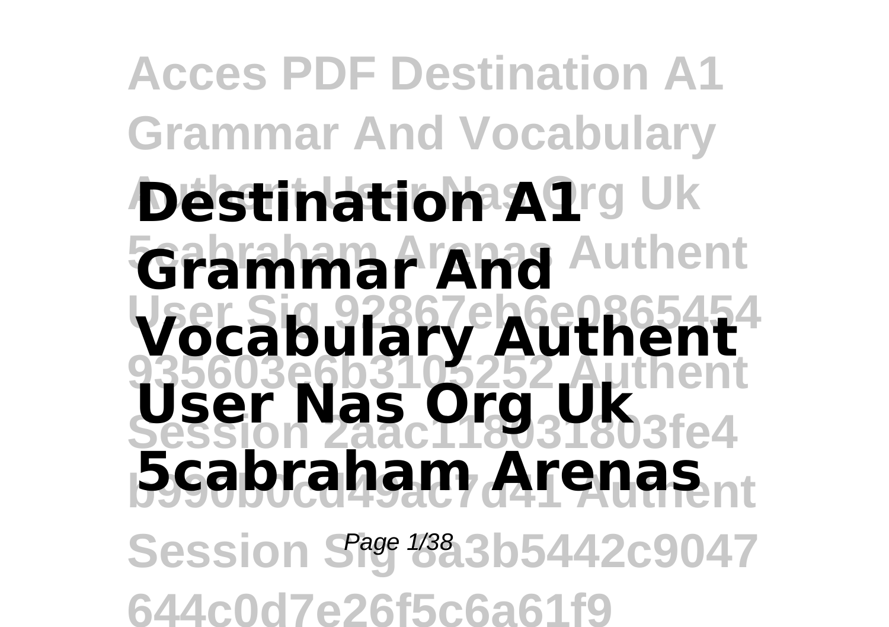# Destination A1 Grammar And Vocabulary Authent User Nas Org Uk 5cabraham Arenas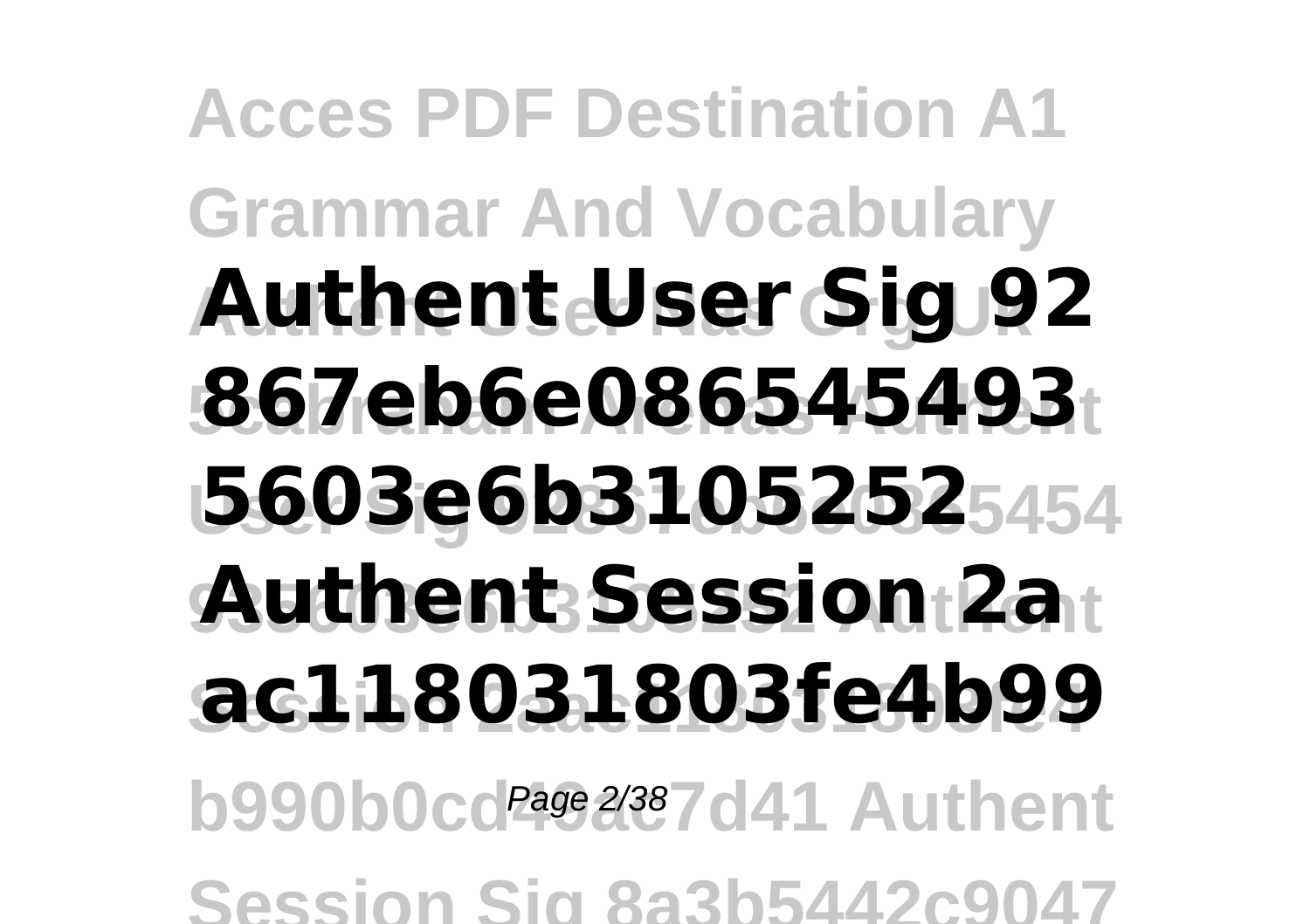**Authent User Sig 92 867eb6e086545493 5603e6b3105252 Authent Session 2a ac118031803fe4b99**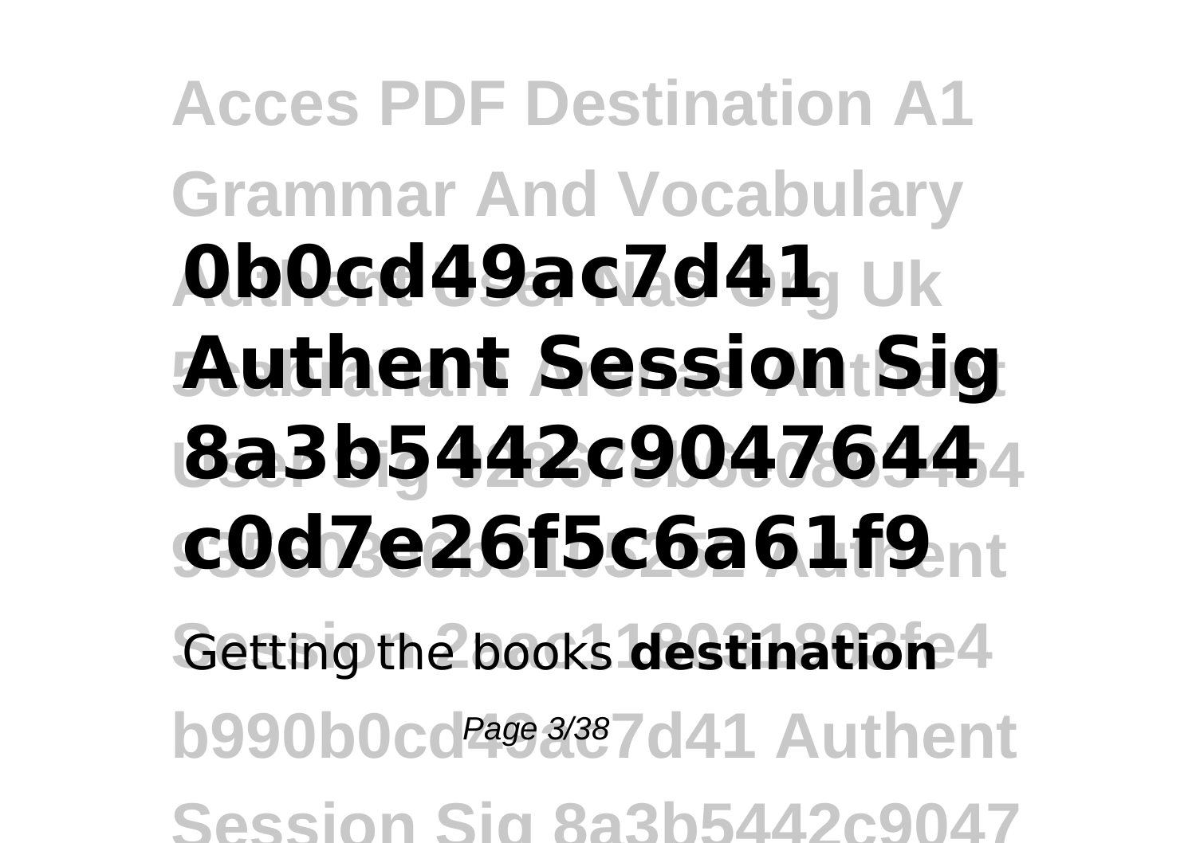**0b0cd49ac7d41 Authent Session Sig 8a3b5442c9047644 c0d7e26f5c6a61f9**

Getting the books **destination**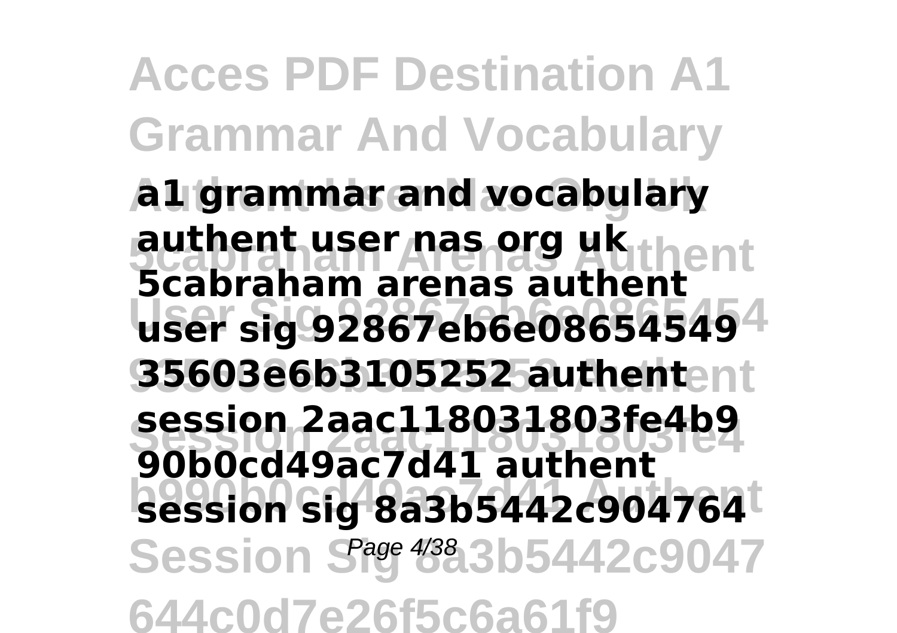**a1 grammar and vocabulary authent user nas org uk 5cabraham arenas authent user sig 92867eb6e08654549 35603e6b3105252 authent session 2aac118031803fe4b9 90b0cd49ac7d41 authent session sig 8a3b5442c904764**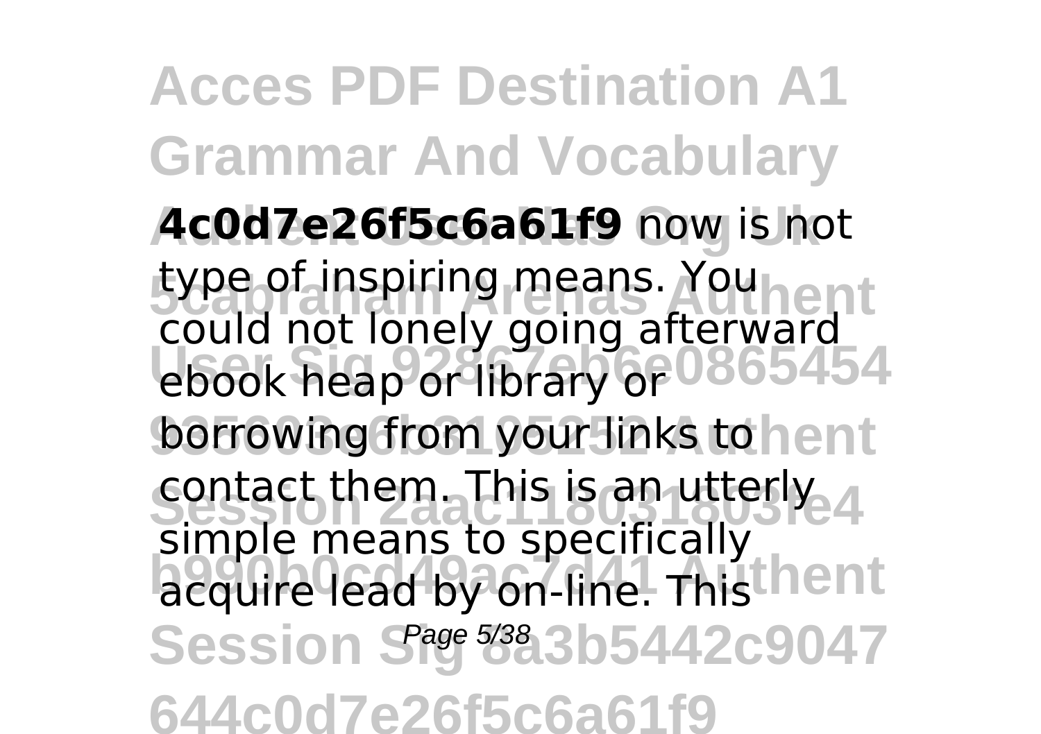**4c0d7e26f5c6a61f9** now is not type of inspiring means. You could not lonely going afterward ebook heap or library or borrowing from your links to contact them. This is an utterly simple means to specifically acquire lead by on-line. This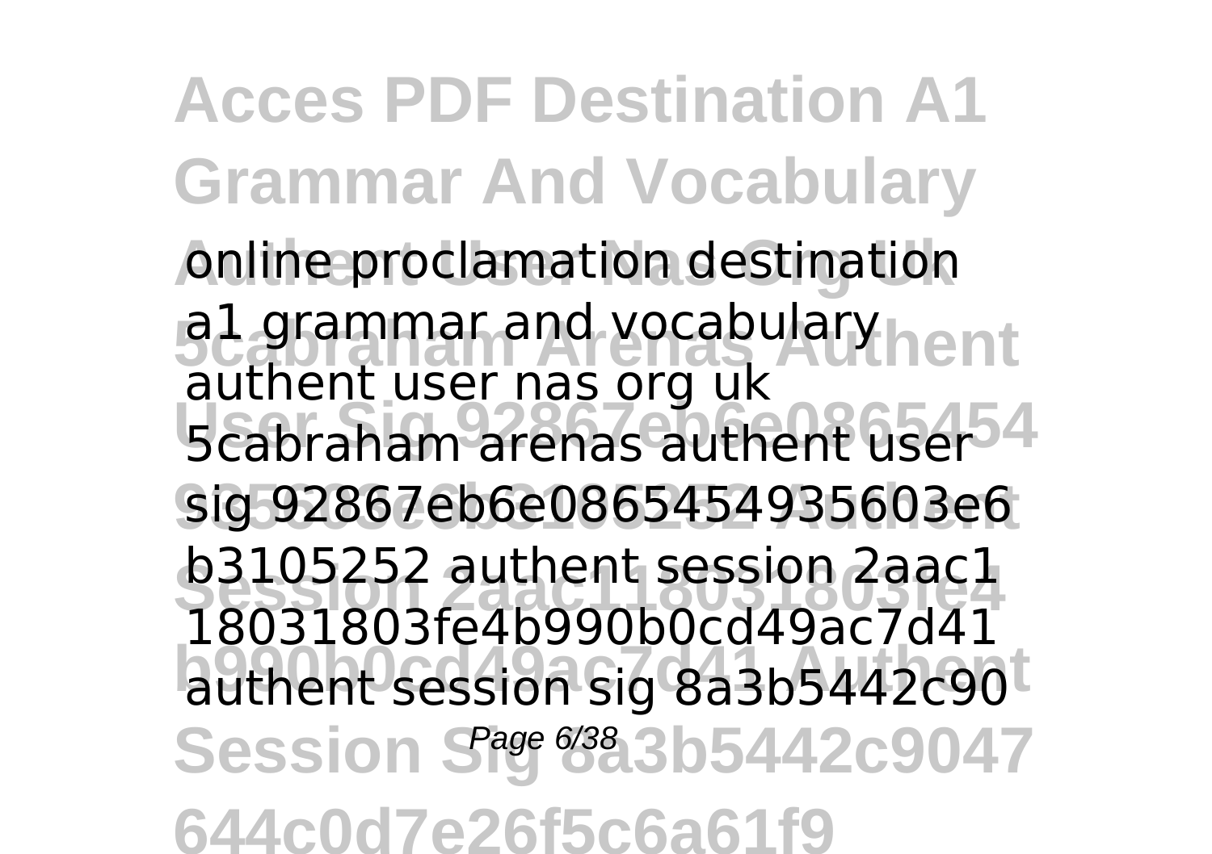online proclamation destination a1 grammar and vocabulary authent user nas org uk 5cabraham arenas authent user sig 92867eb6e0865454935603e6 b3105252 authent session 2aac1 18031803fe4b990b0cd49ac7d41 authent session sig 8a3b5442c90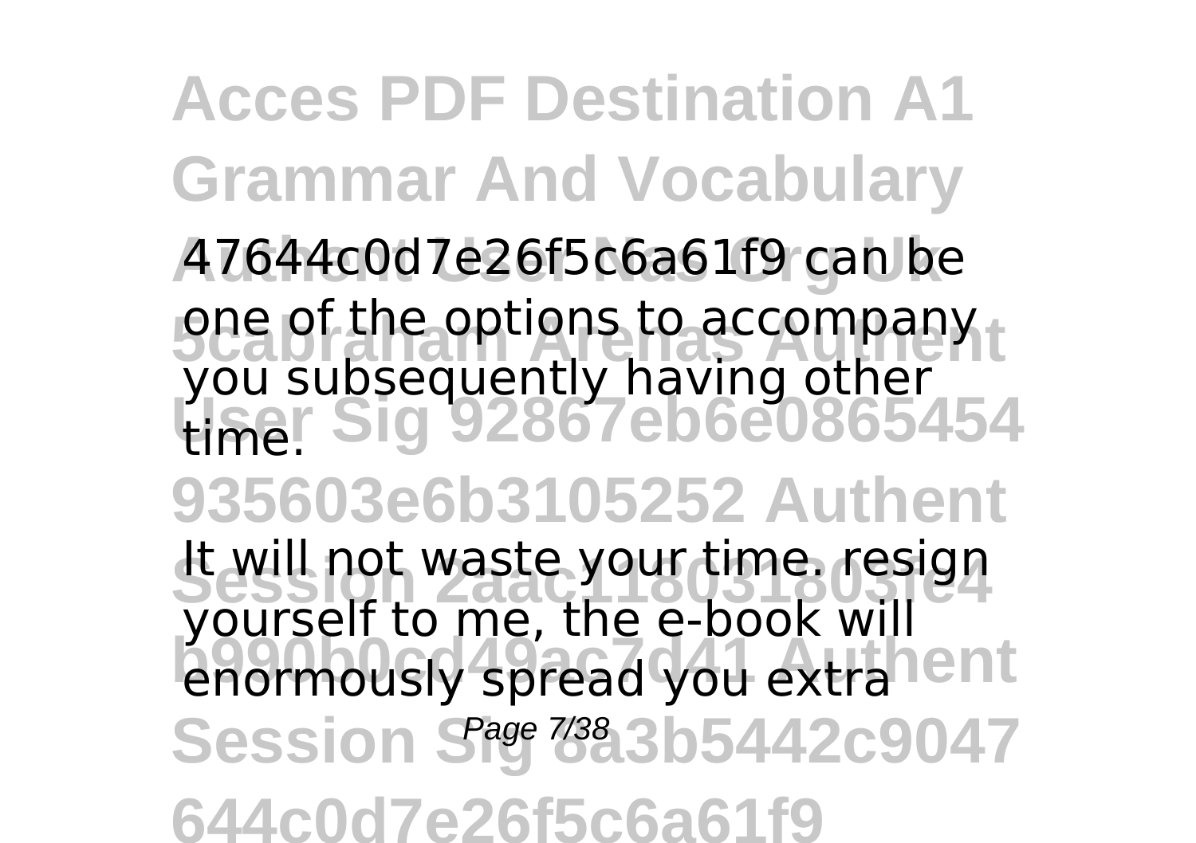47644c0d7e26f5c6a61f9 can be one of the options to accompany you subsequently having other time.

It will not waste your time. resign yourself to me, the e-book will enormously spread you extra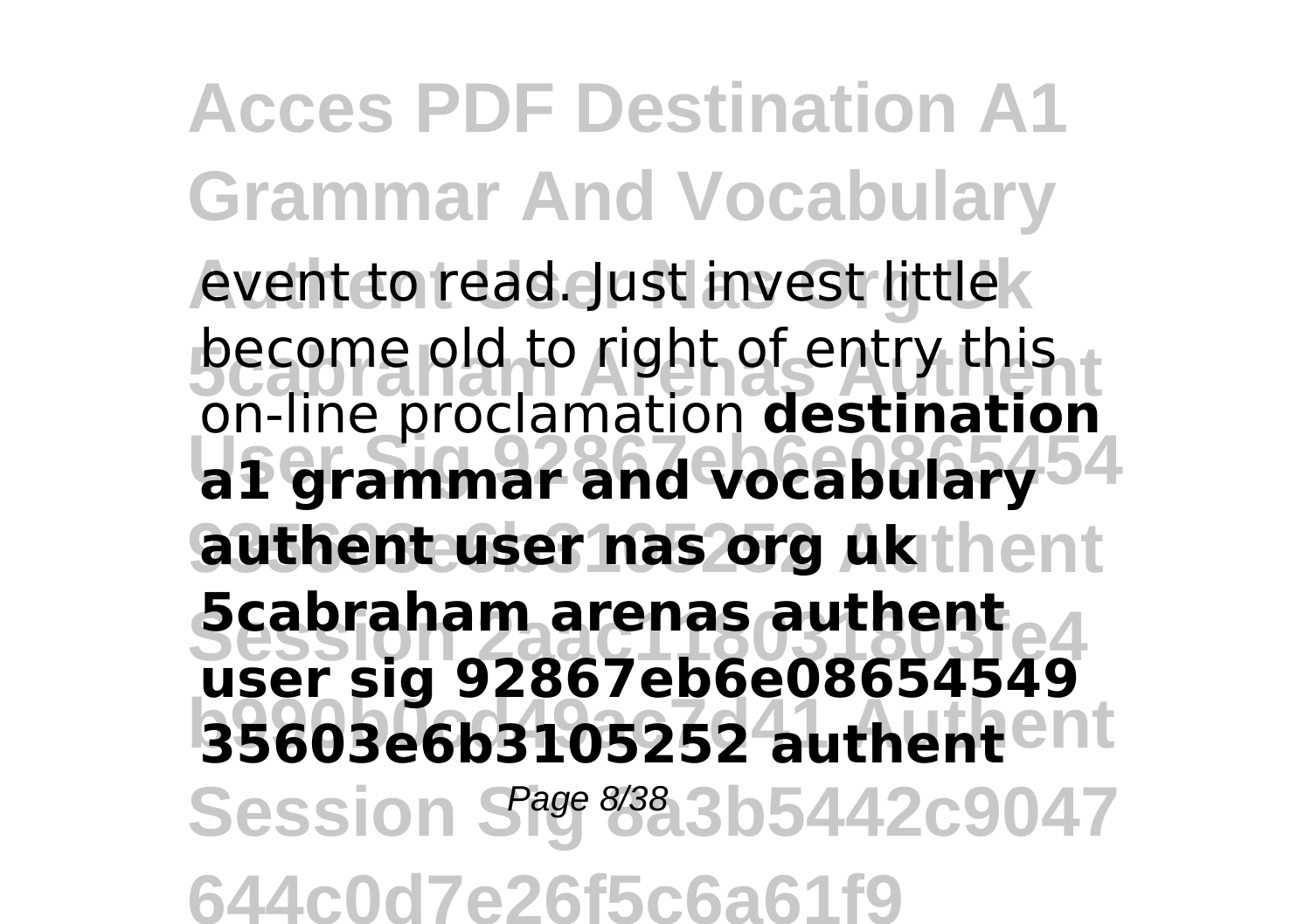event to read. Just invest little become old to right of entry this on-line proclamation **destination a1 grammar and vocabulary authent user nas org uk 5cabraham arenas authent user sig 92867eb6e08654549 35603e6b3105252 authent**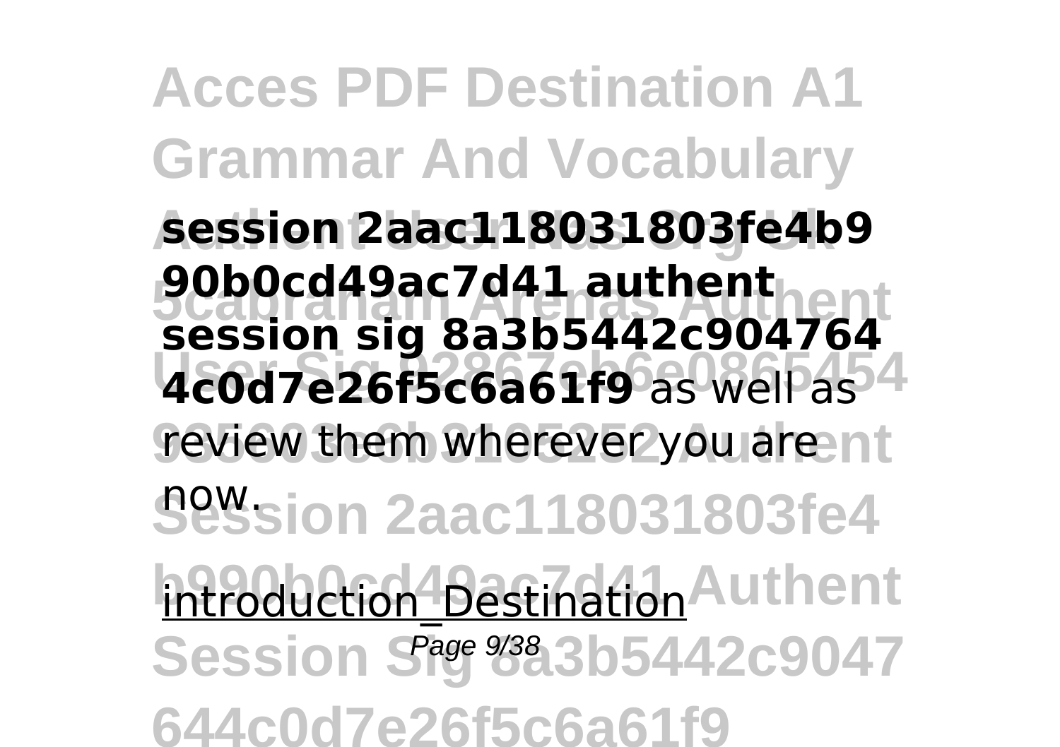**session 2aac118031803fe4b9 90b0cd49ac7d41 authent session sig 8a3b5442c904764 4c0d7e26f5c6a61f9** as well as review them wherever you are now.

introduction_Destination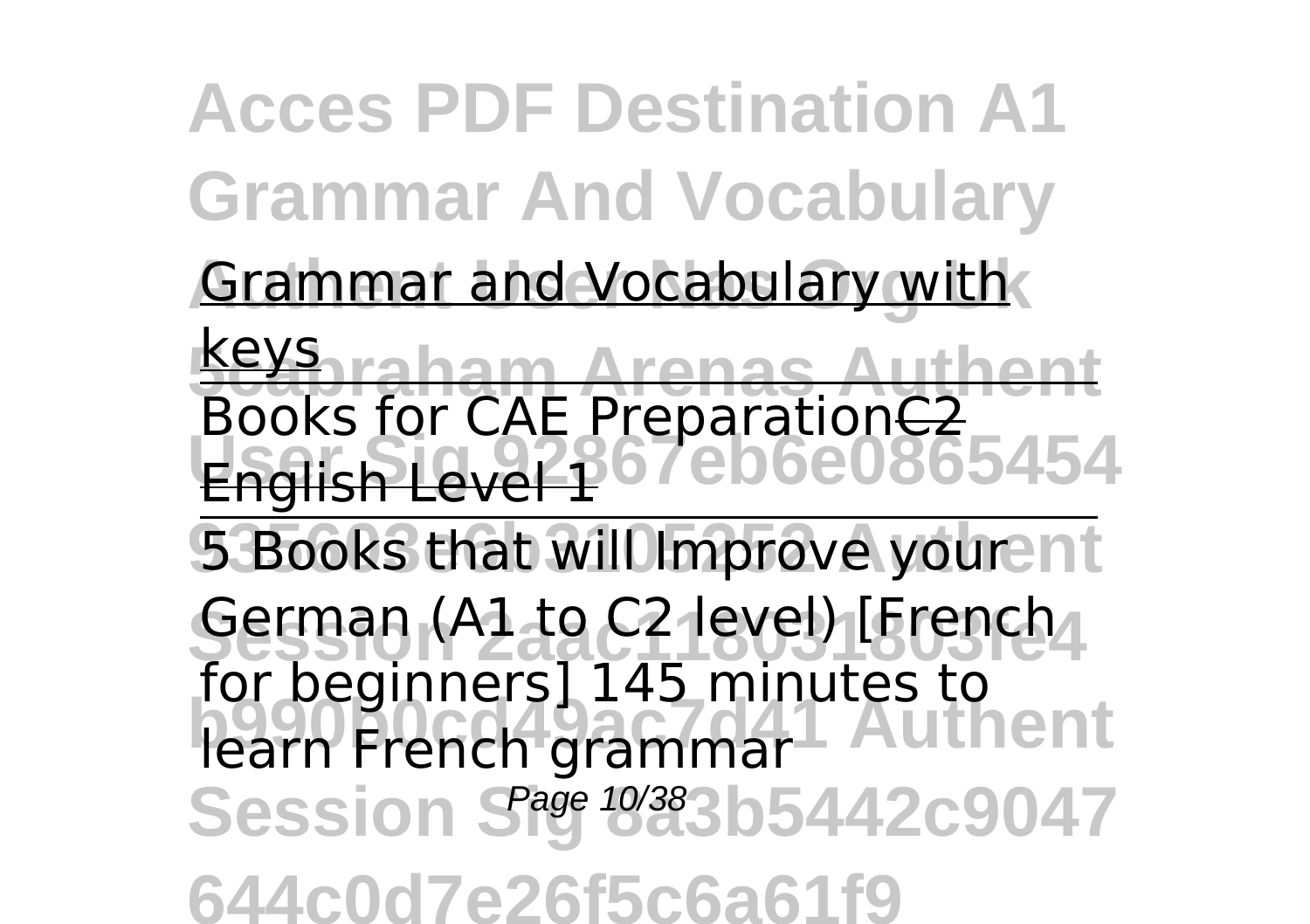Grammar and Vocabulary with keys

Books for CAE Preparation~~C2 English Level 1~~

5 Books that will Improve your German (A1 to C2 level) [French for beginners] 145 minutes to learn French grammar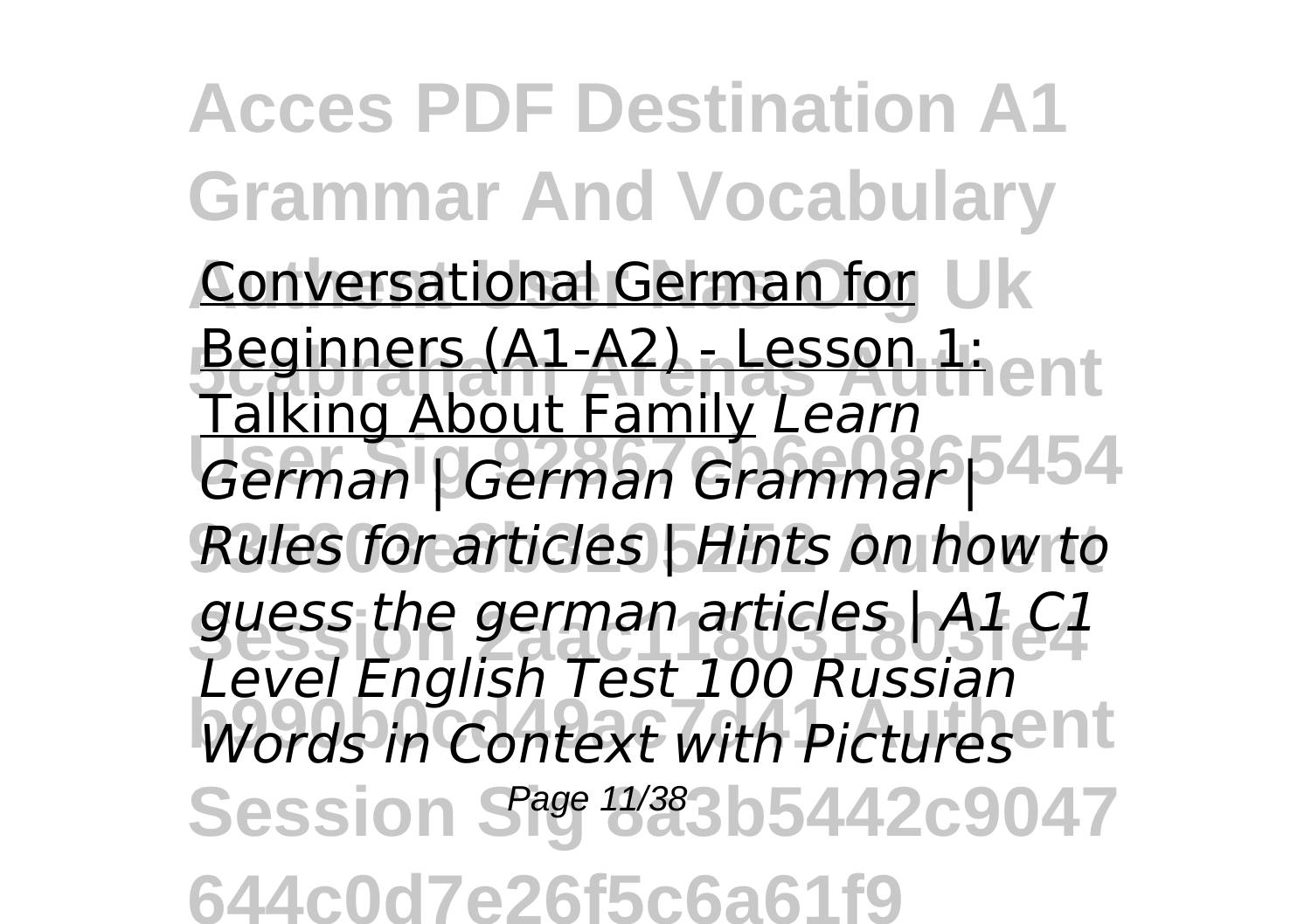Conversational German for Beginners (A1-A2) - Lesson 1: Talking About Family *Learn German | German Grammar | Rules for articles | Hints on how to guess the german articles | A1 C1 Level English Test 100 Russian Words in Context with Pictures*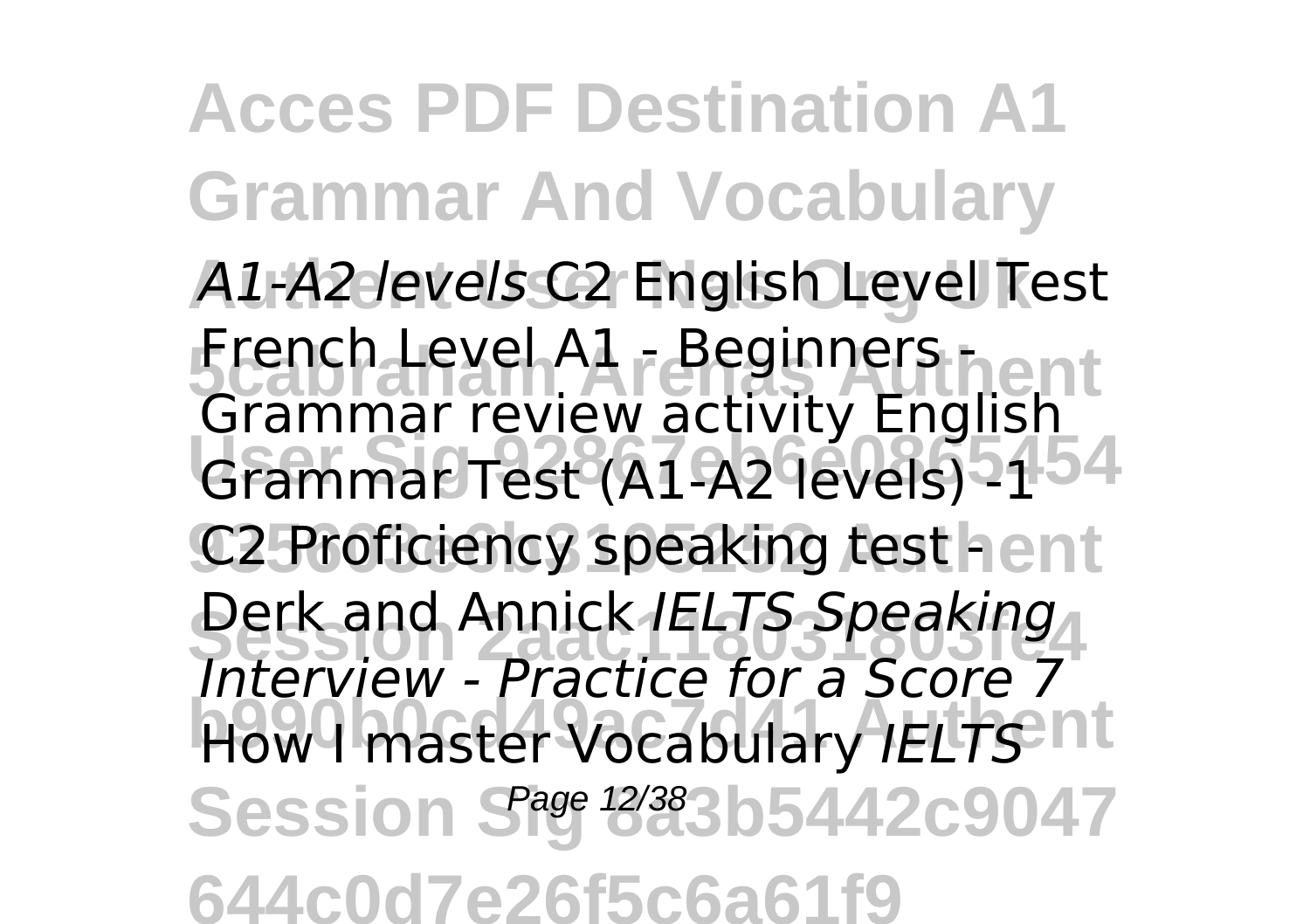*A1-A2 levels* C2 English Level Test French Level A1 - Beginners - Grammar review activity English Grammar Test (A1-A2 levels) -1 C2 Proficiency speaking test - Derk and Annick *IELTS Speaking Interview - Practice for a Score 7* How I master Vocabulary *IELTS*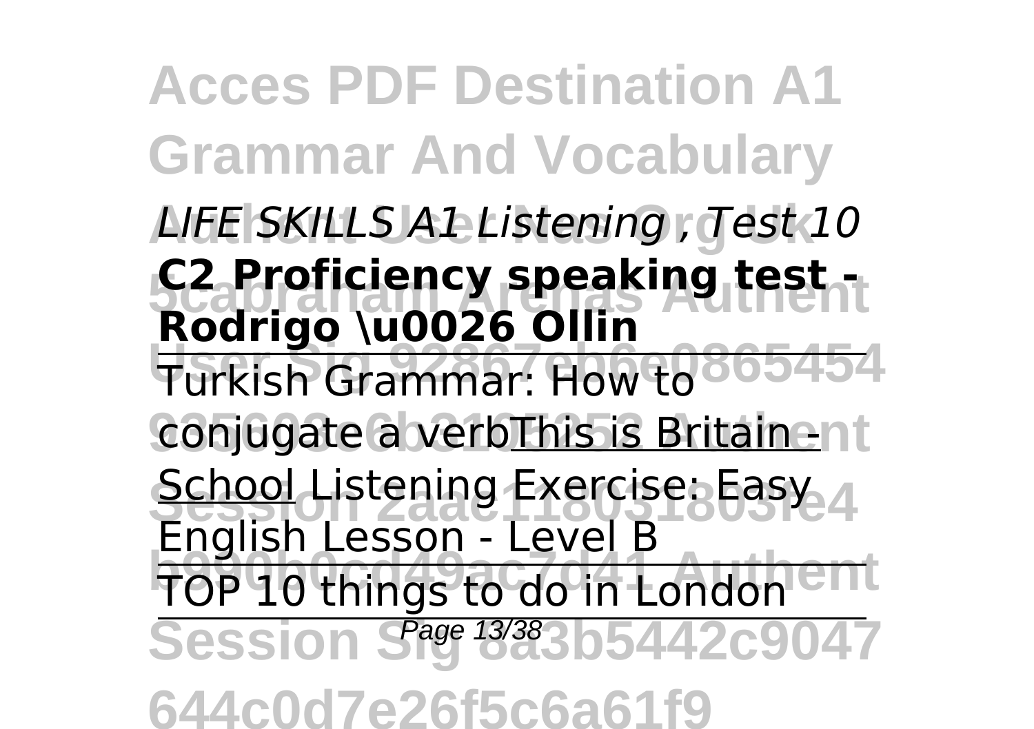*LIFE SKILLS A1 Listening , Test 10*

**C2 Proficiency speaking test - Rodrigo \u0026 Ollin**

Turkish Grammar: How to conjugate a verbThis is Britain - School Listening Exercise: Easy English Lesson - Level B

TOP 10 things to do in London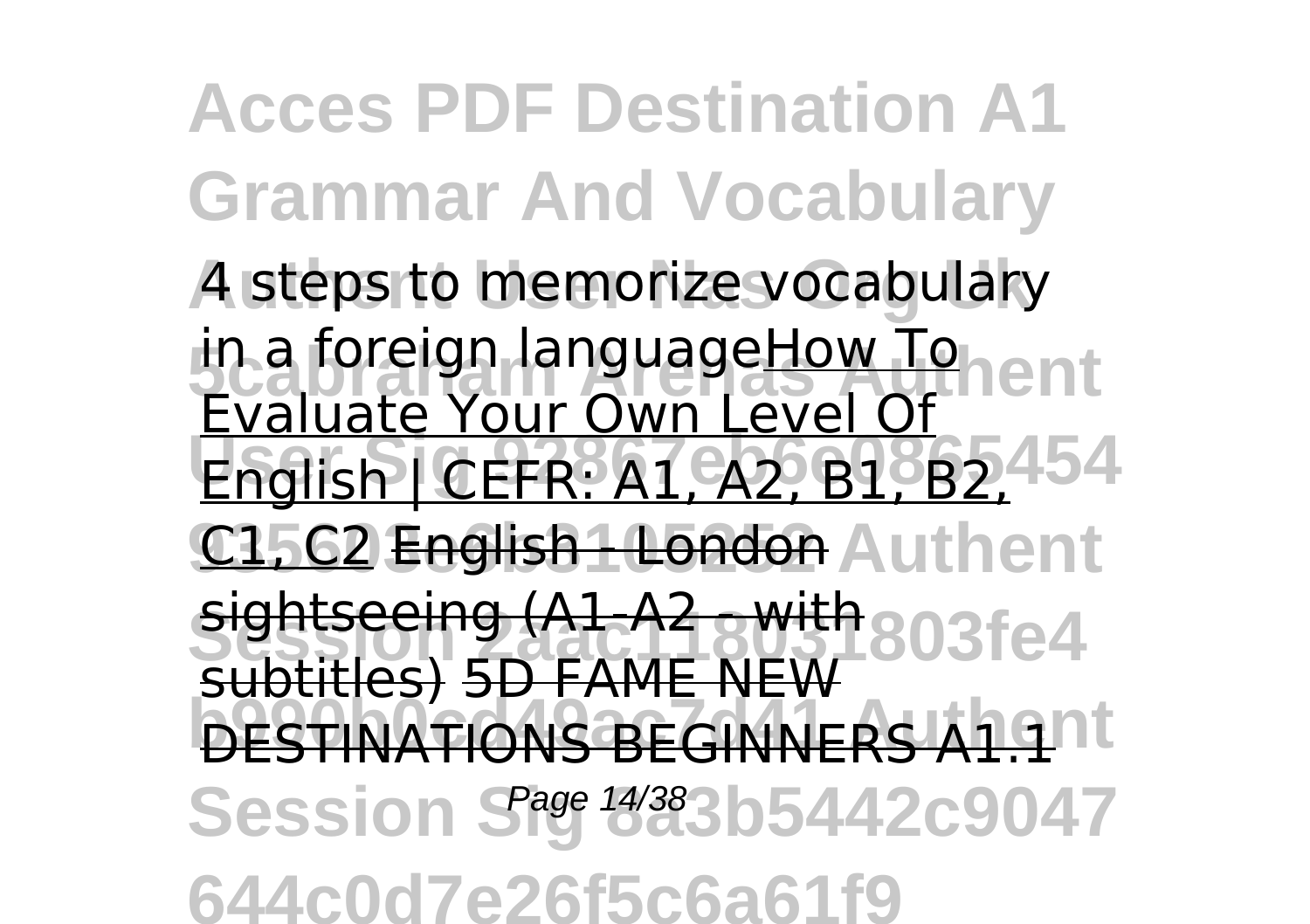4 steps to memorize vocabulary in a foreign languageHow To Evaluate Your Own Level Of English | CEFR: A1, A2, B1, B2, C1, C2 English - London sightseeing (A1-A2 - with subtitles) 5D FAME NEW DESTINATIONS BEGINNERS A1.1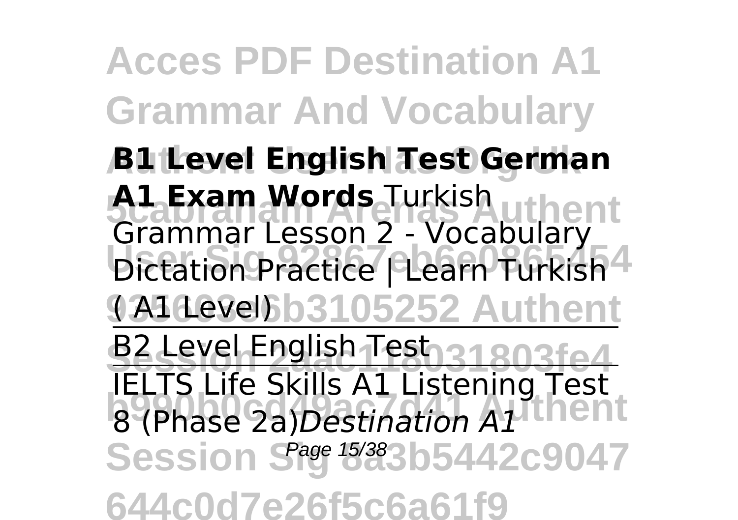**B1 Level English Test German A1 Exam Words** Turkish Grammar Lesson 2 - Vocabulary Dictation Practice | Learn Turkish ( A1 Level)

B2 Level English Test

IELTS Life Skills A1 Listening Test 8 (Phase 2a)*Destination A1*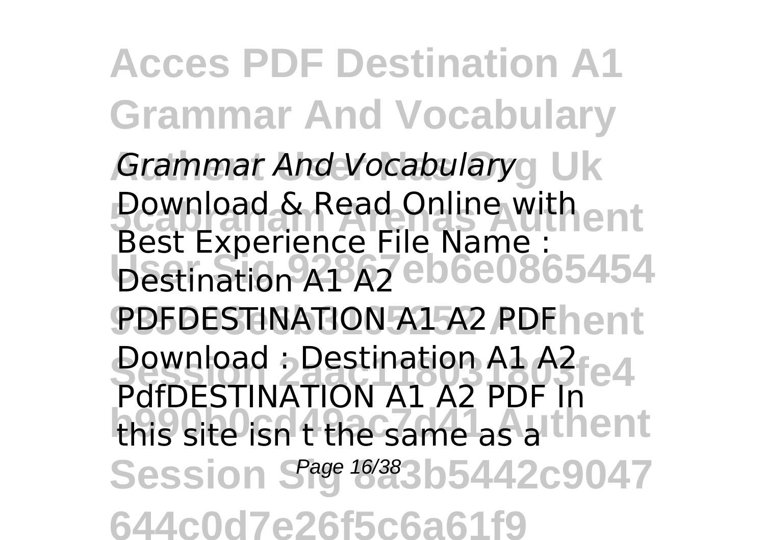*Grammar And Vocabulary*

Download & Read Online with Best Experience File Name : Destination A1 A2 PDFDESTINATION A1 A2 PDF Download : Destination A1 A2 PdfDESTINATION A1 A2 PDF In this site isn t the same as a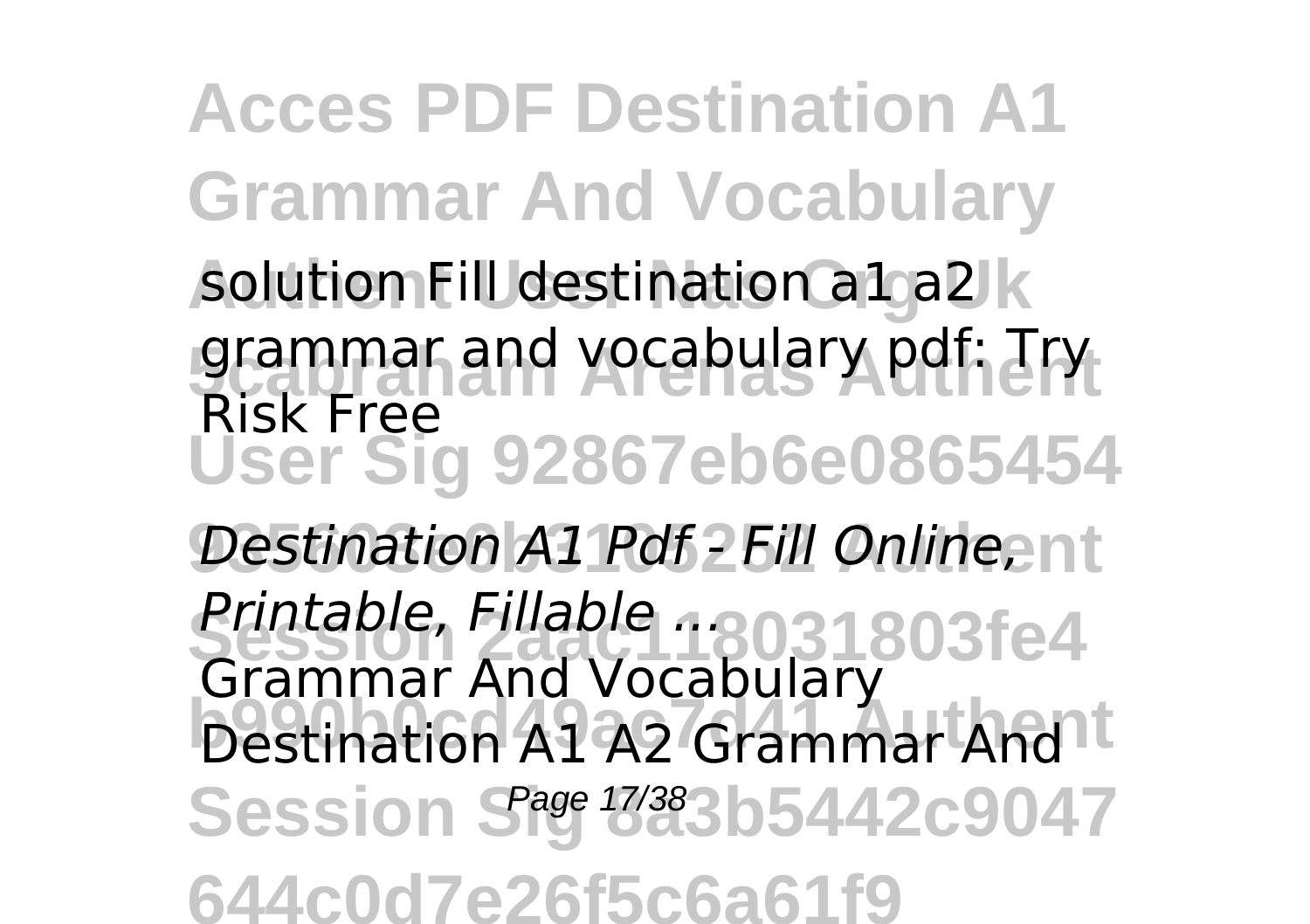solution Fill destination a1 a2 grammar and vocabulary pdf: Try Risk Free

*Destination A1 Pdf - Fill Online, Printable, Fillable ...*

Grammar And Vocabulary Destination A1 A2 Grammar And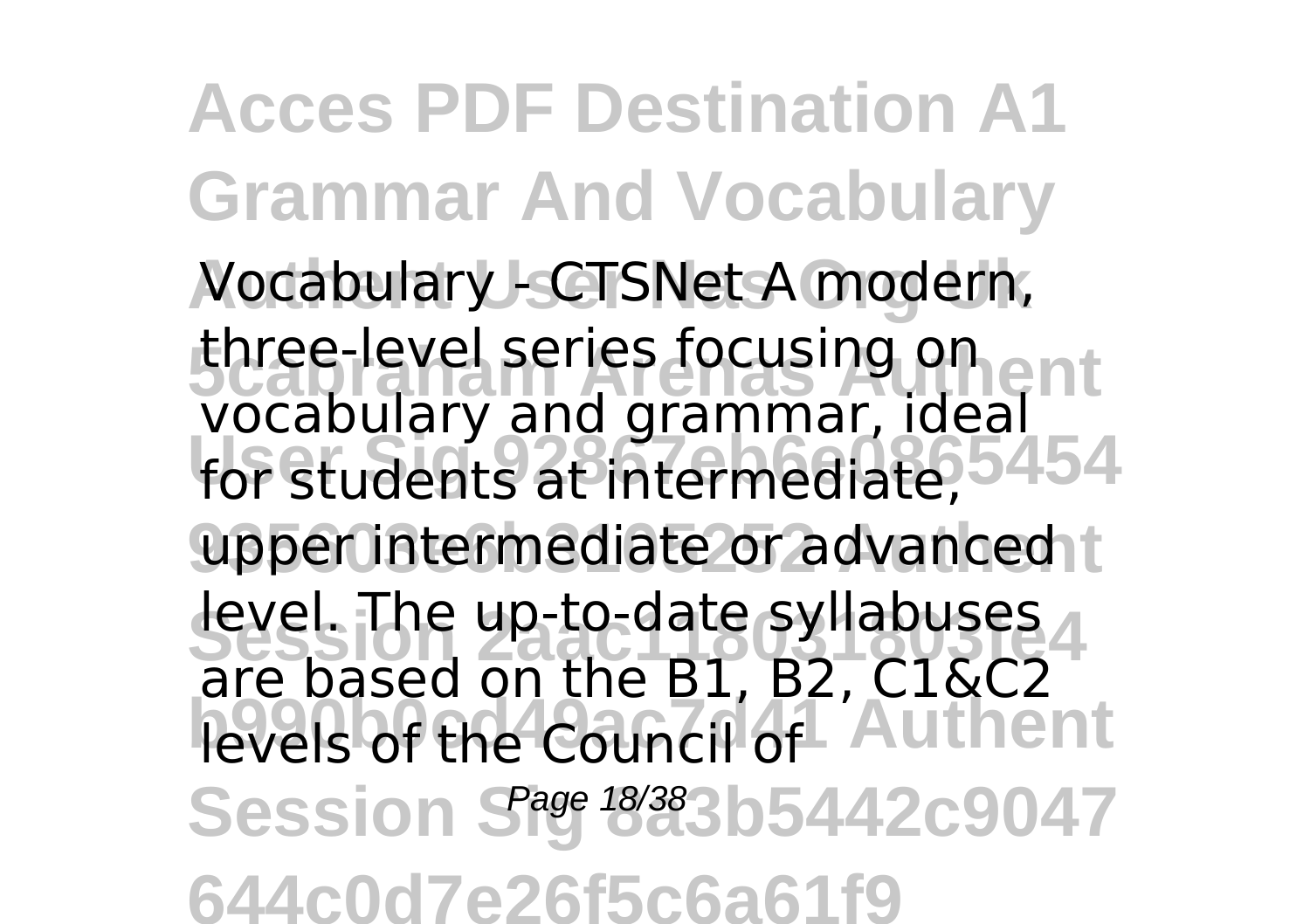Vocabulary - CTSNet A modern, three-level series focusing on vocabulary and grammar, ideal for students at intermediate, upper intermediate or advanced level. The up-to-date syllabuses are based on the B1, B2, C1&C2 levels of the Council of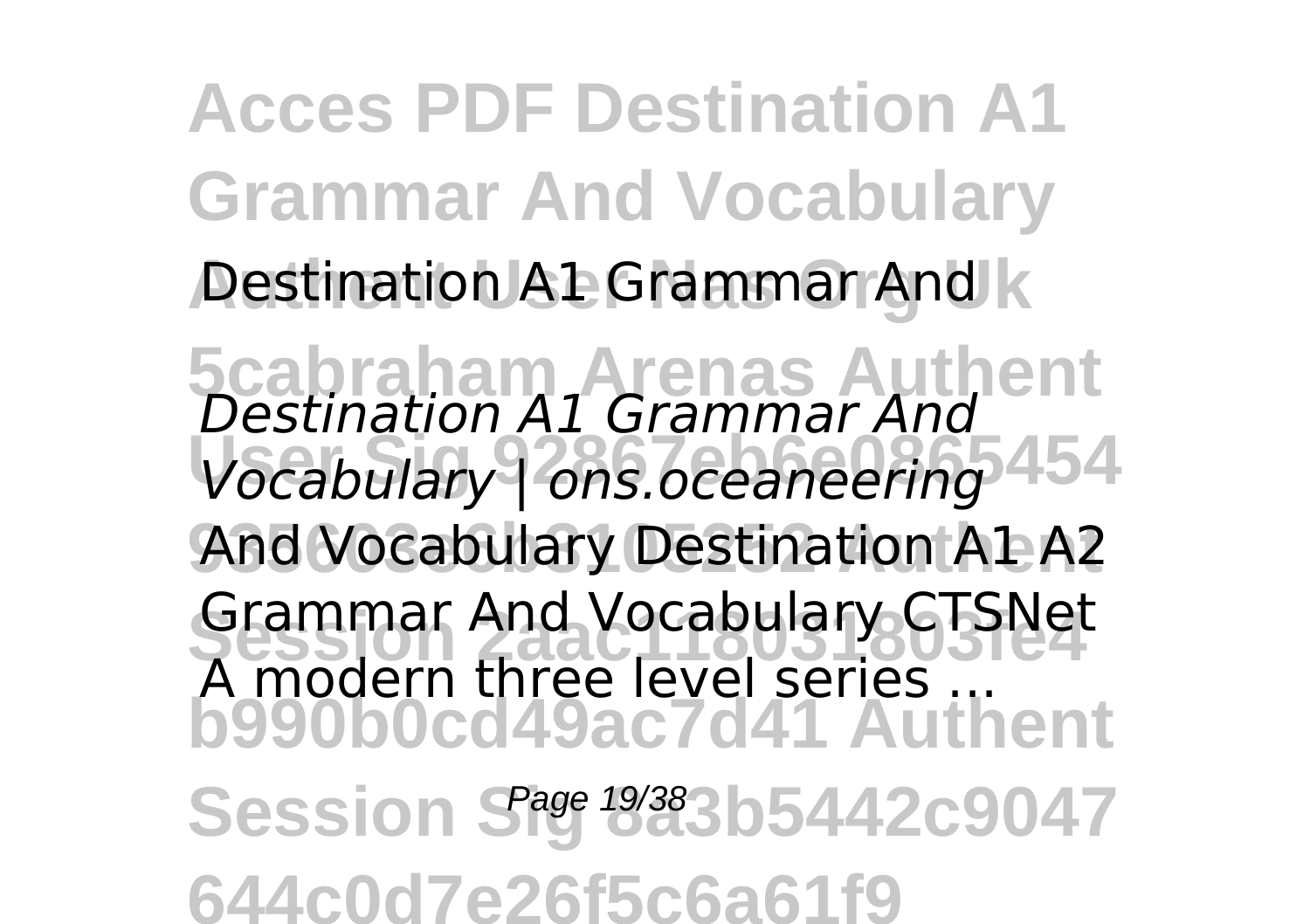Destination A1 Grammar And

*Destination A1 Grammar And Vocabulary | ons.oceaneering*

And Vocabulary Destination A1 A2 Grammar And Vocabulary CTSNet A modern three level series ...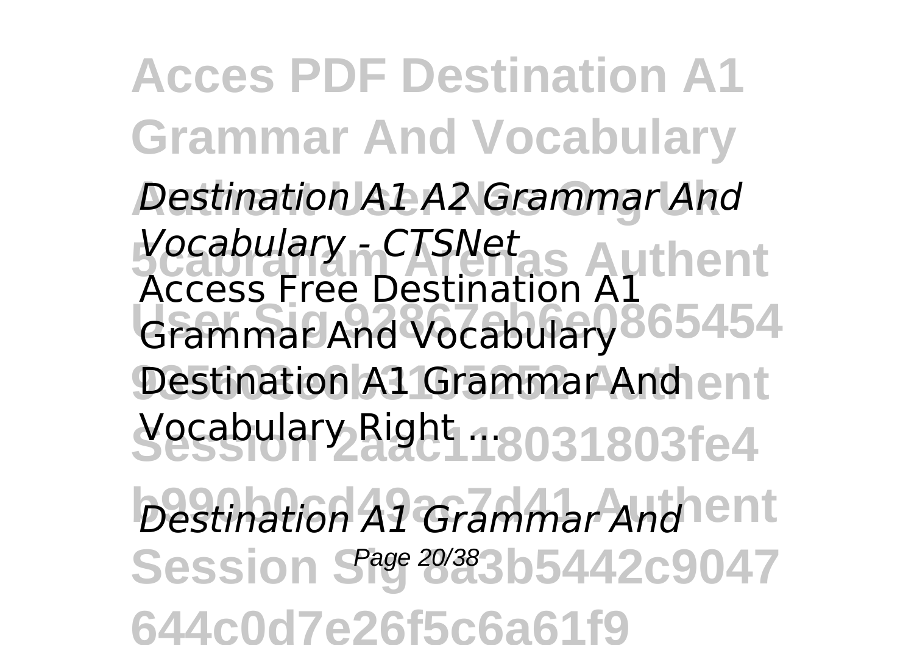*Destination A1 A2 Grammar And Vocabulary - CTSNet*

Access Free Destination A1 Grammar And Vocabulary Destination A1 Grammar And Vocabulary Right ...

*Destination A1 Grammar And*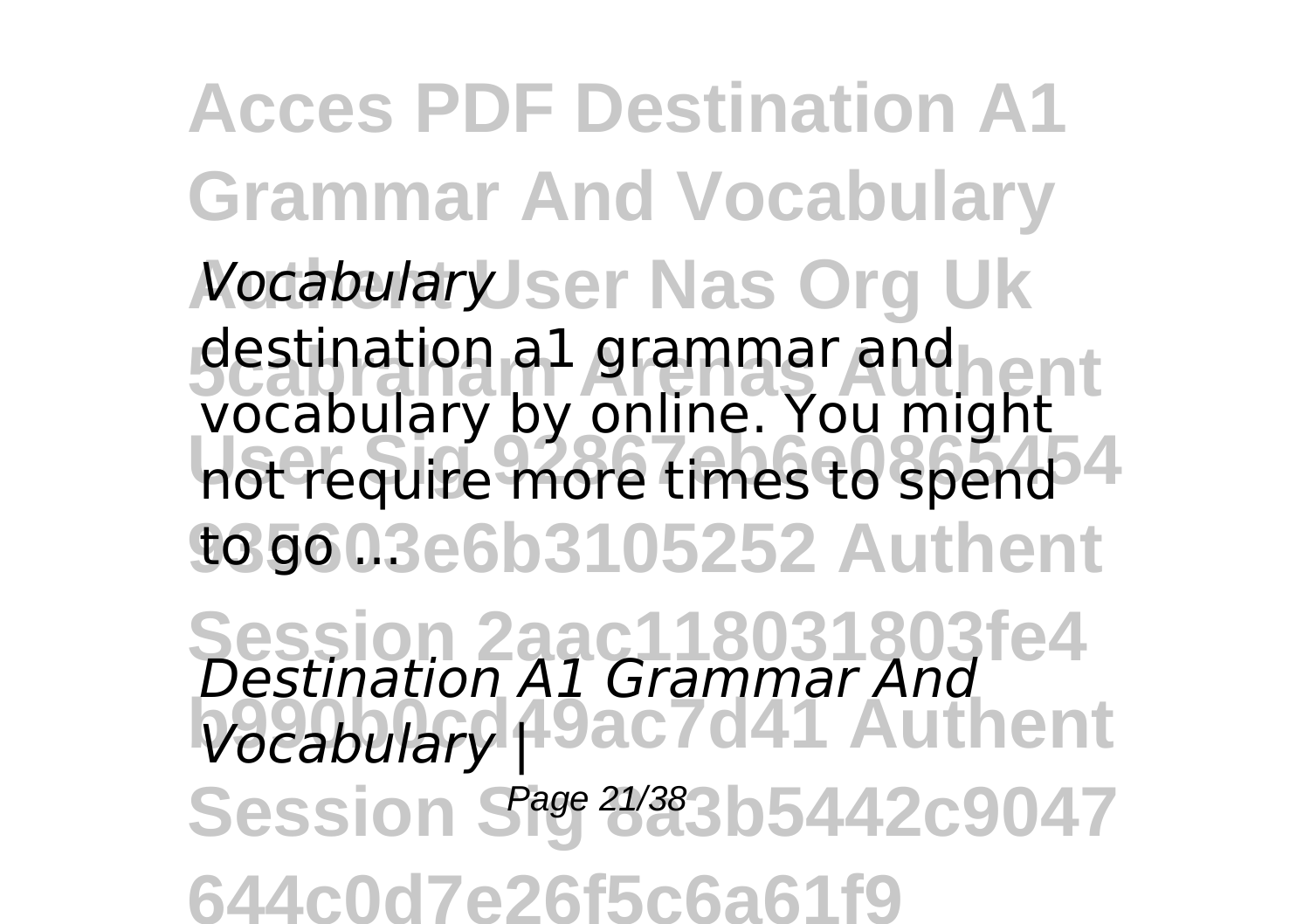*Vocabulary*

destination a1 grammar and vocabulary by online. You might not require more times to spend to go ...

*Destination A1 Grammar And Vocabulary |*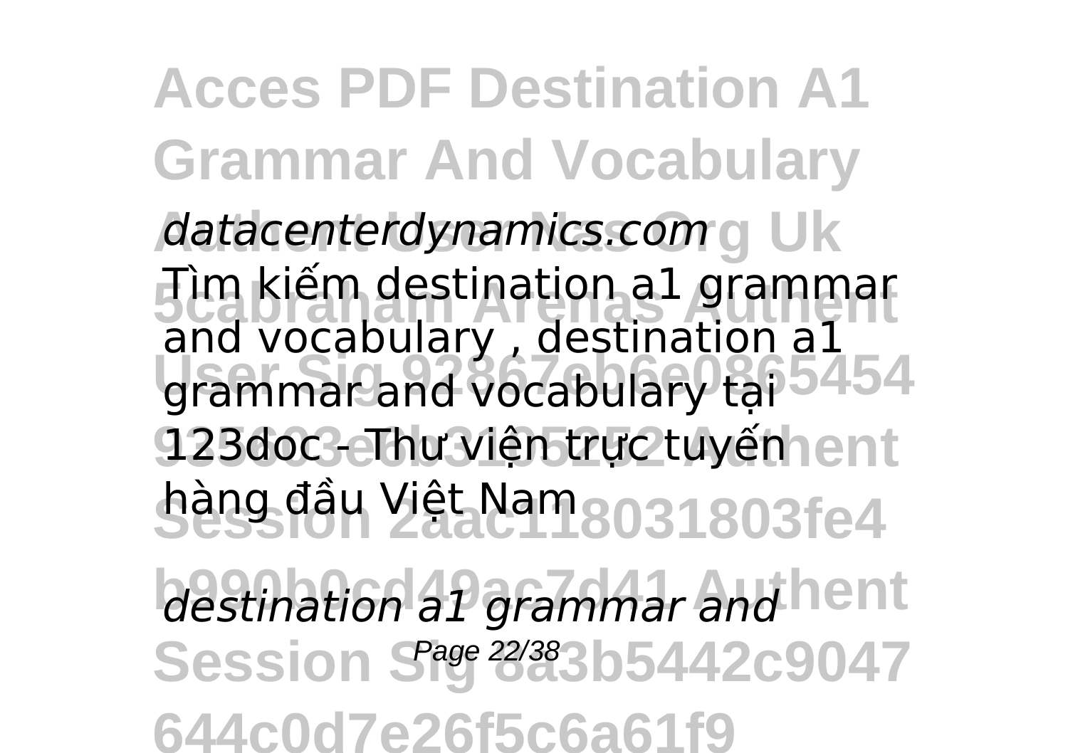*datacenterdynamics.com*

Tìm kiếm destination a1 grammar and vocabulary , destination a1 grammar and vocabulary tại 123doc - Thư viện trực tuyến hàng đầu Việt Nam

*destination a1 grammar and*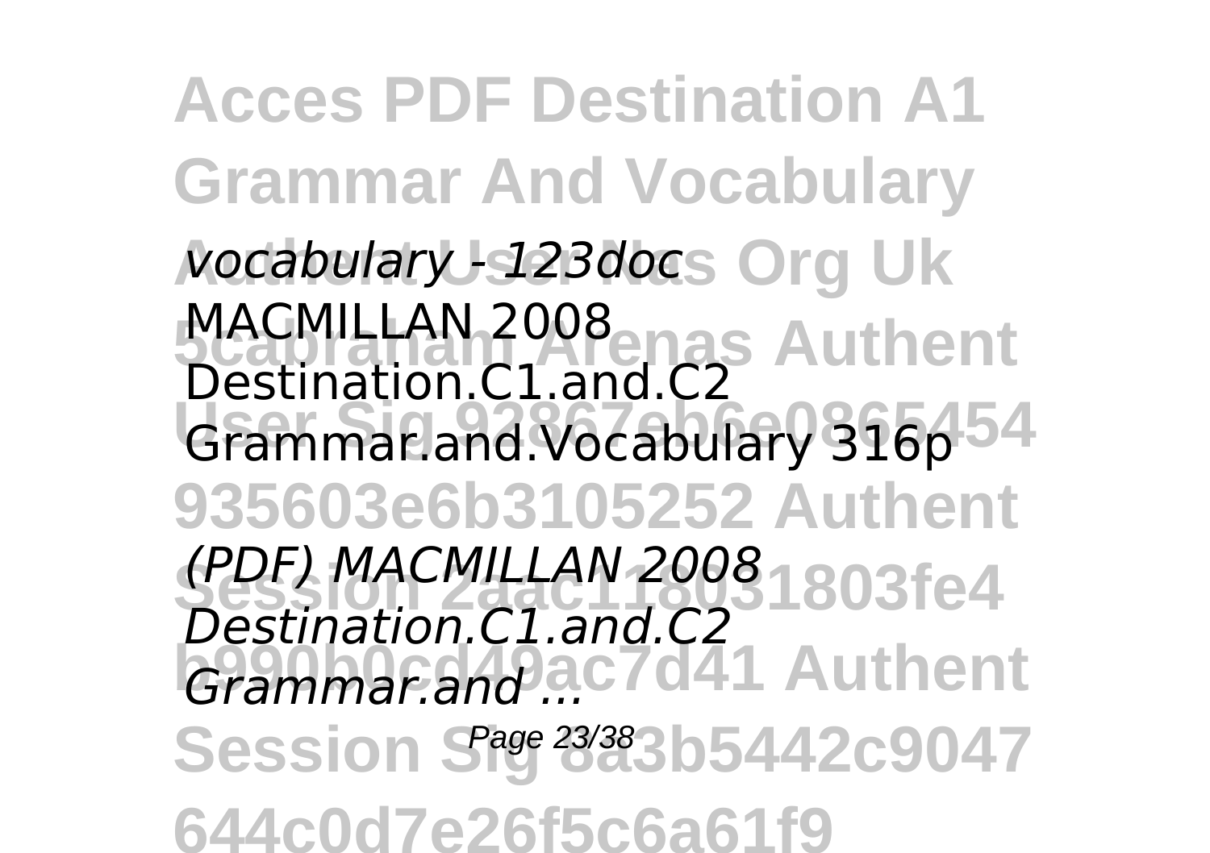*vocabulary - 123doc*

MACMILLAN 2008 Destination.C1.and.C2 Grammar.and.Vocabulary 316p

*(PDF) MACMILLAN 2008 Destination.C1.and.C2 Grammar.and ...*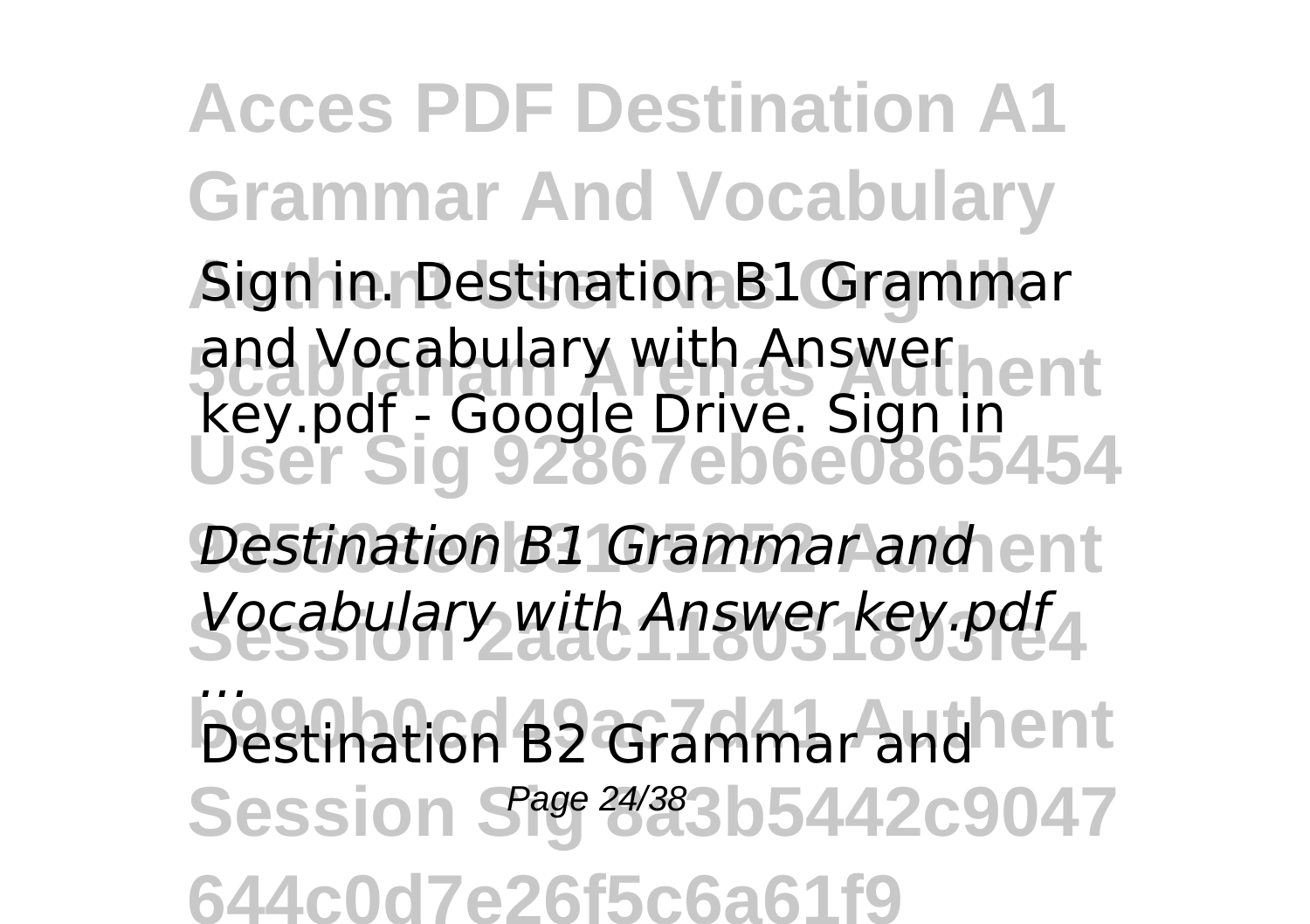Sign in. Destination B1 Grammar and Vocabulary with Answer key.pdf - Google Drive. Sign in

*Destination B1 Grammar and Vocabulary with Answer key.pdf ...*

Destination B2 Grammar and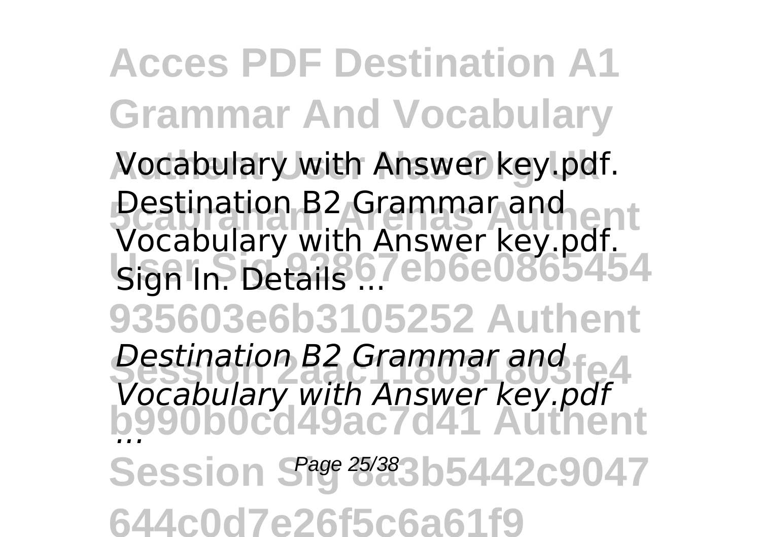Vocabulary with Answer key.pdf. Destination B2 Grammar and Vocabulary with Answer key.pdf. Sign In. Details ...

*Destination B2 Grammar and Vocabulary with Answer key.pdf ...*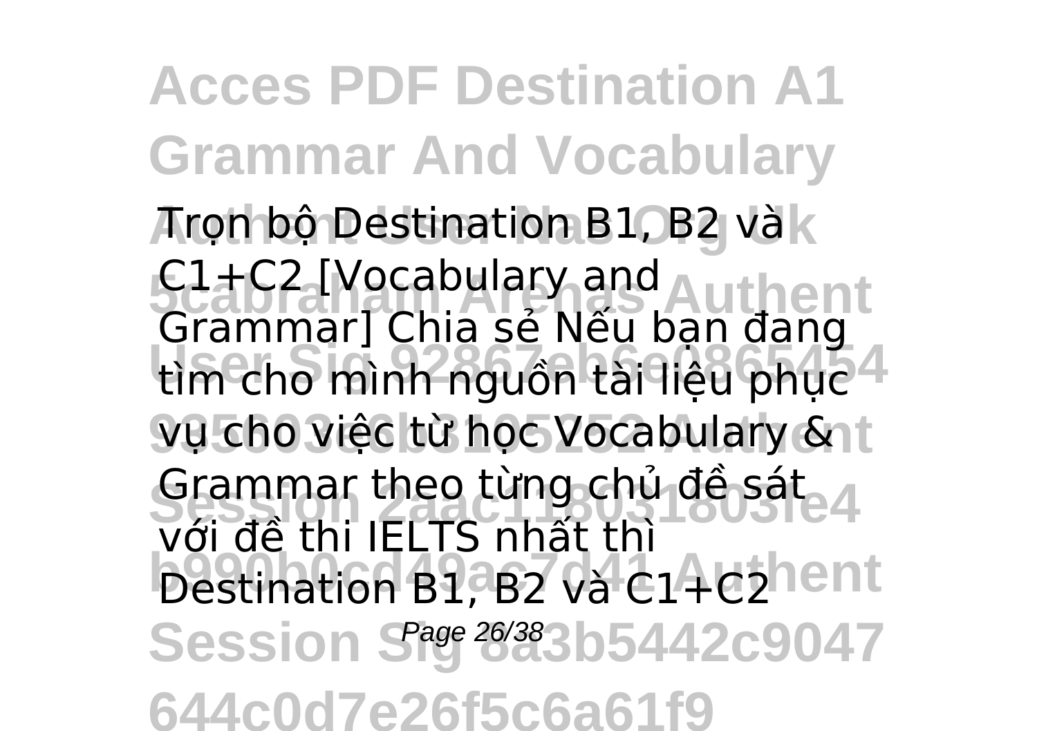Trọn bộ Destination B1, B2 và C1+C2 [Vocabulary and Grammar] Chia sẻ Nếu bạn đang tìm cho mình nguồn tài liệu phục vụ cho việc tự học Vocabulary & Grammar theo từng chủ đề sát với đề thi IELTS nhất thì Destination B1, B2 và C1+C2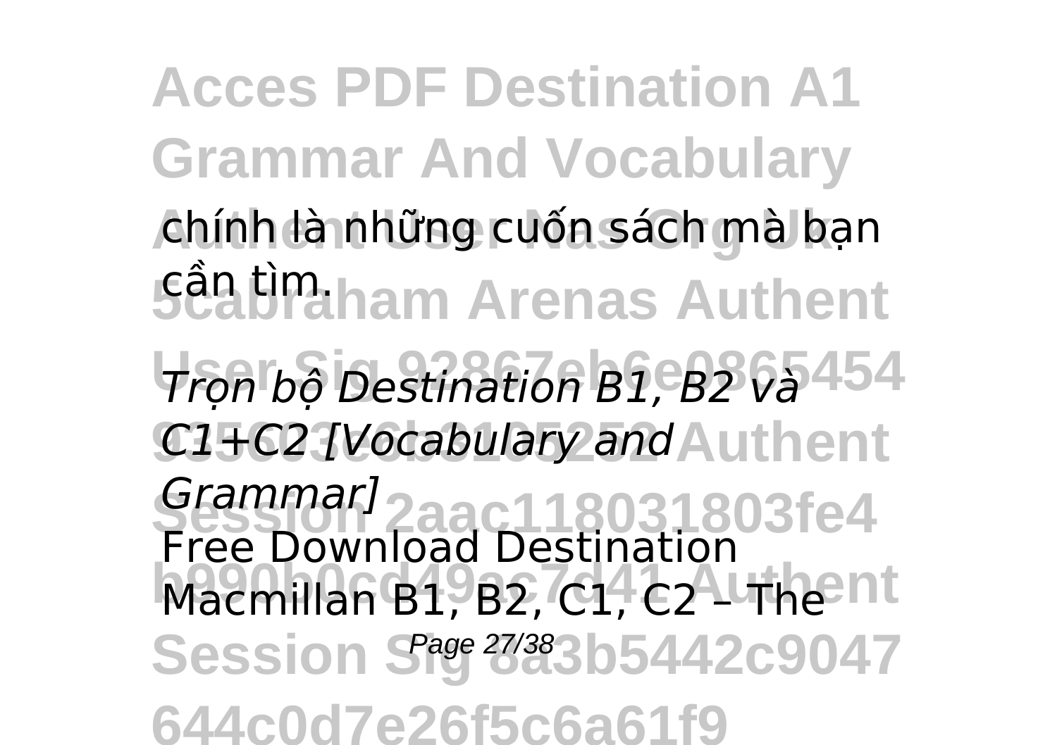chính là những cuốn sách mà bạn cần tìm.

*Trọn bộ Destination B1, B2 và C1+C2 [Vocabulary and Grammar]*

Free Download Destination Macmillan B1, B2, C1, C2 – The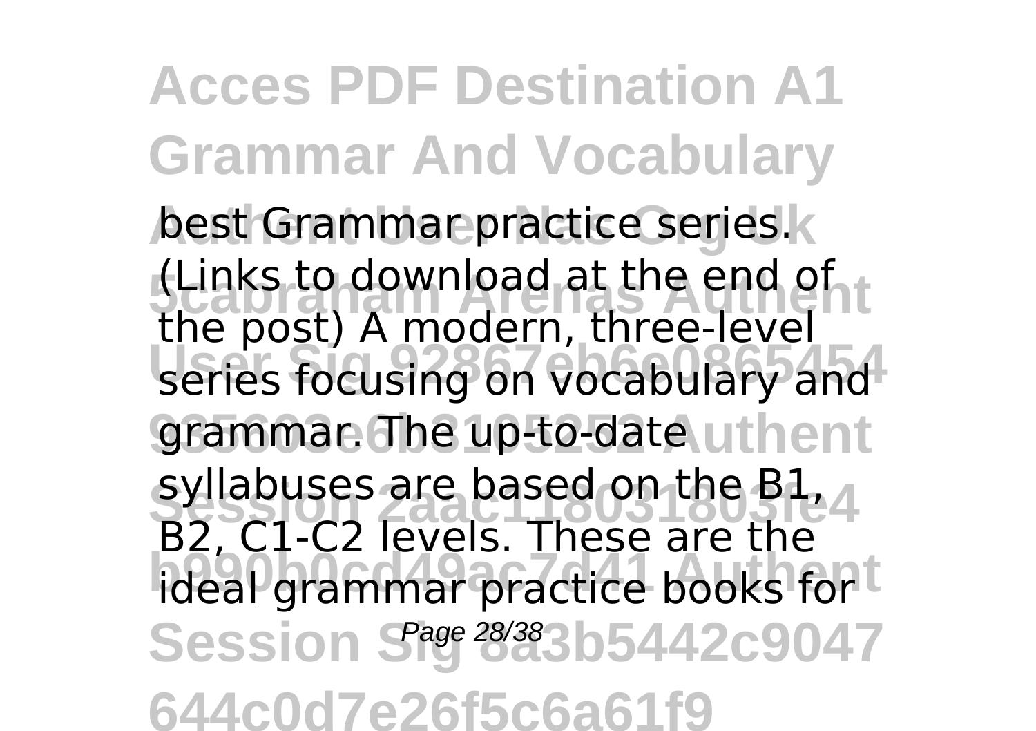best Grammar practice series. (Links to download at the end of the post) A modern, three-level series focusing on vocabulary and grammar. The up-to-date syllabuses are based on the B1, B2, C1-C2 levels. These are the ideal grammar practice books for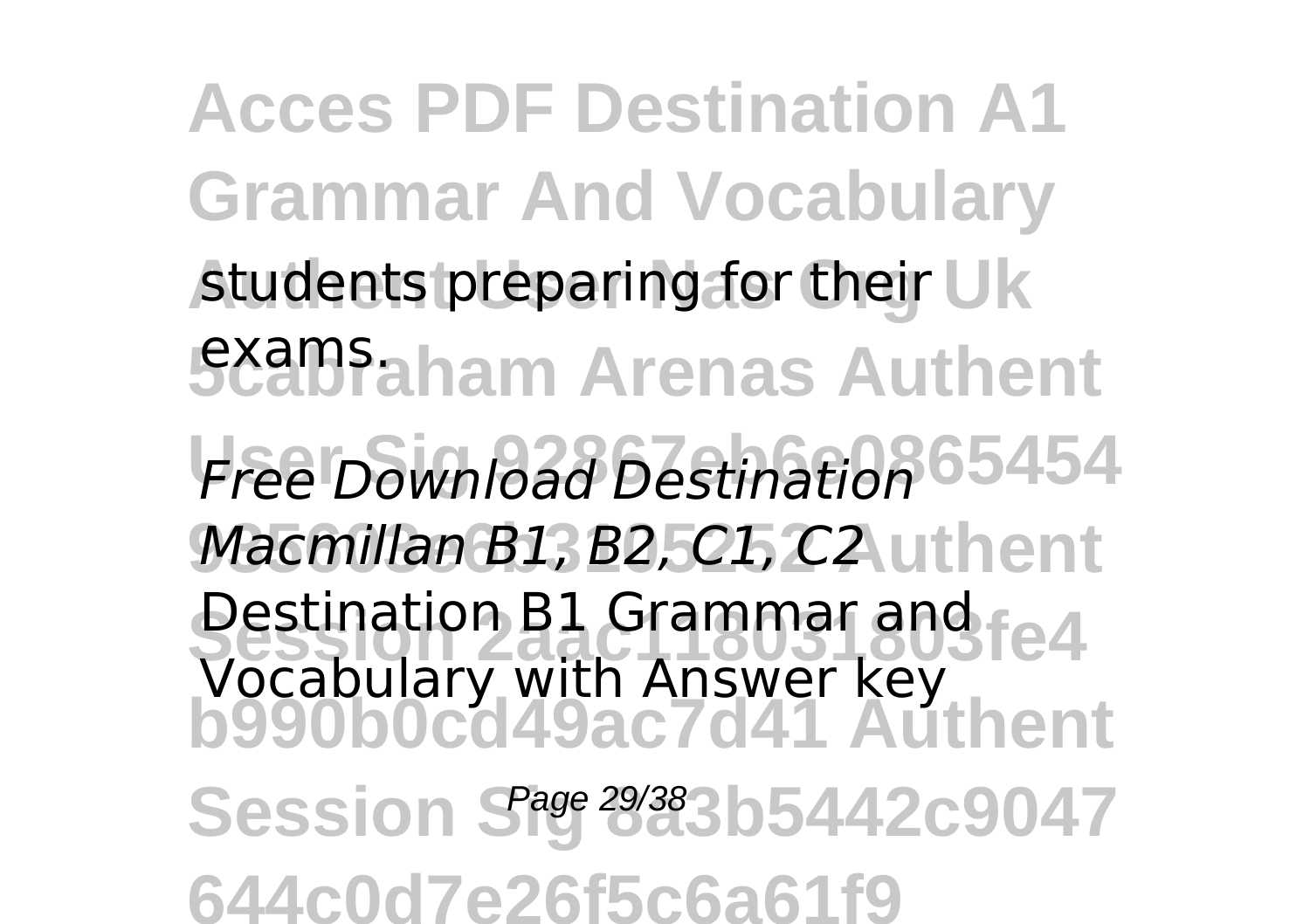students preparing for their exams.

*Free Download Destination Macmillan B1, B2, C1, C2*

Destination B1 Grammar and Vocabulary with Answer key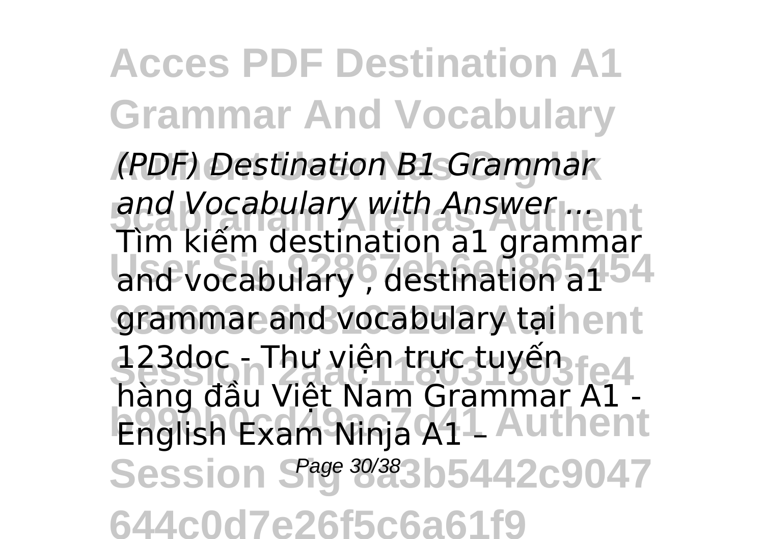*(PDF) Destination B1 Grammar and Vocabulary with Answer ...*

Tìm kiếm destination a1 grammar and vocabulary , destination a1 grammar and vocabulary tại 123doc - Thư viện trực tuyến hàng đầu Việt Nam Grammar A1 - English Exam Ninja A1 –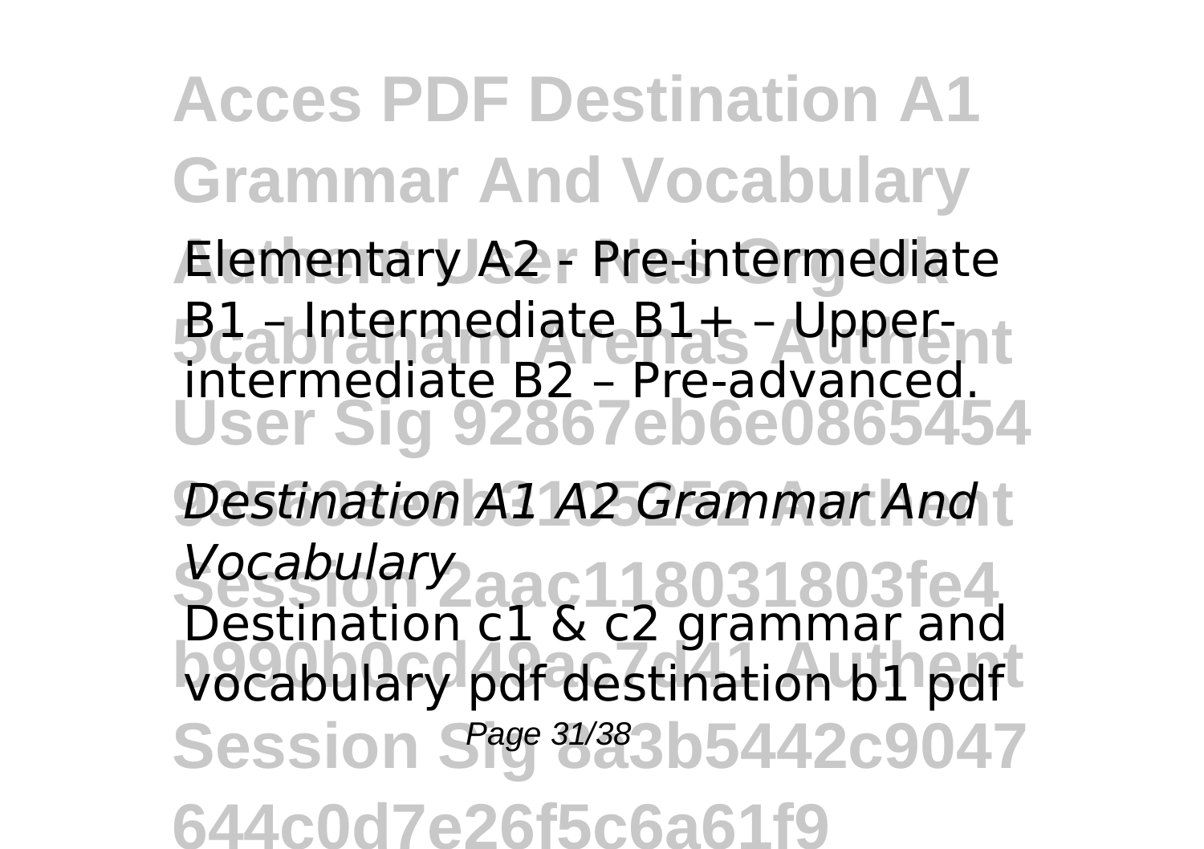Elementary A2 - Pre-intermediate B1 – Intermediate B1+ – Upper-intermediate B2 – Pre-advanced.

*Destination A1 A2 Grammar And Vocabulary*

Destination c1 & c2 grammar and vocabulary pdf destination b1 pdf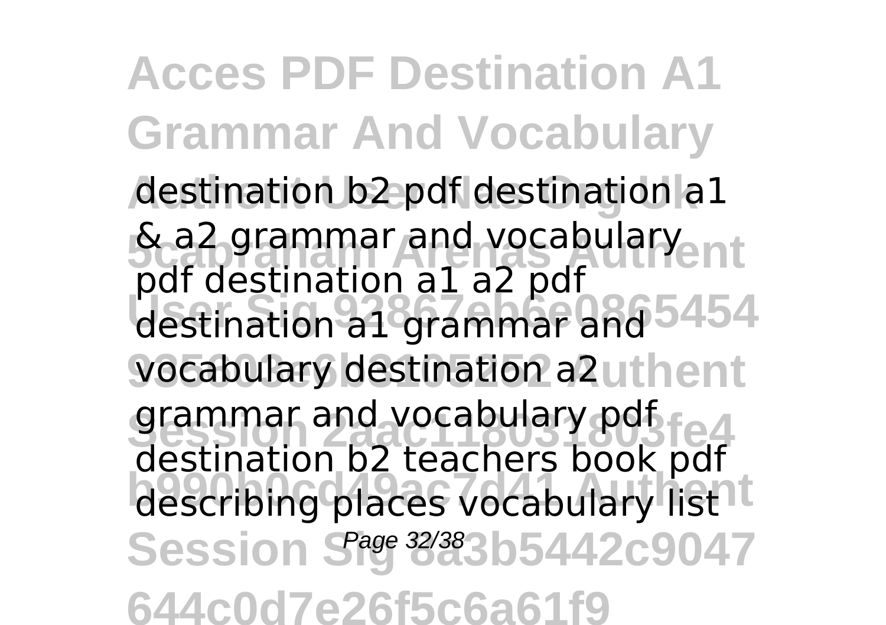destination b2 pdf destination a1 & a2 grammar and vocabulary pdf destination a1 a2 pdf destination a1 grammar and vocabulary destination a2 grammar and vocabulary pdf destination b2 teachers book pdf describing places vocabulary list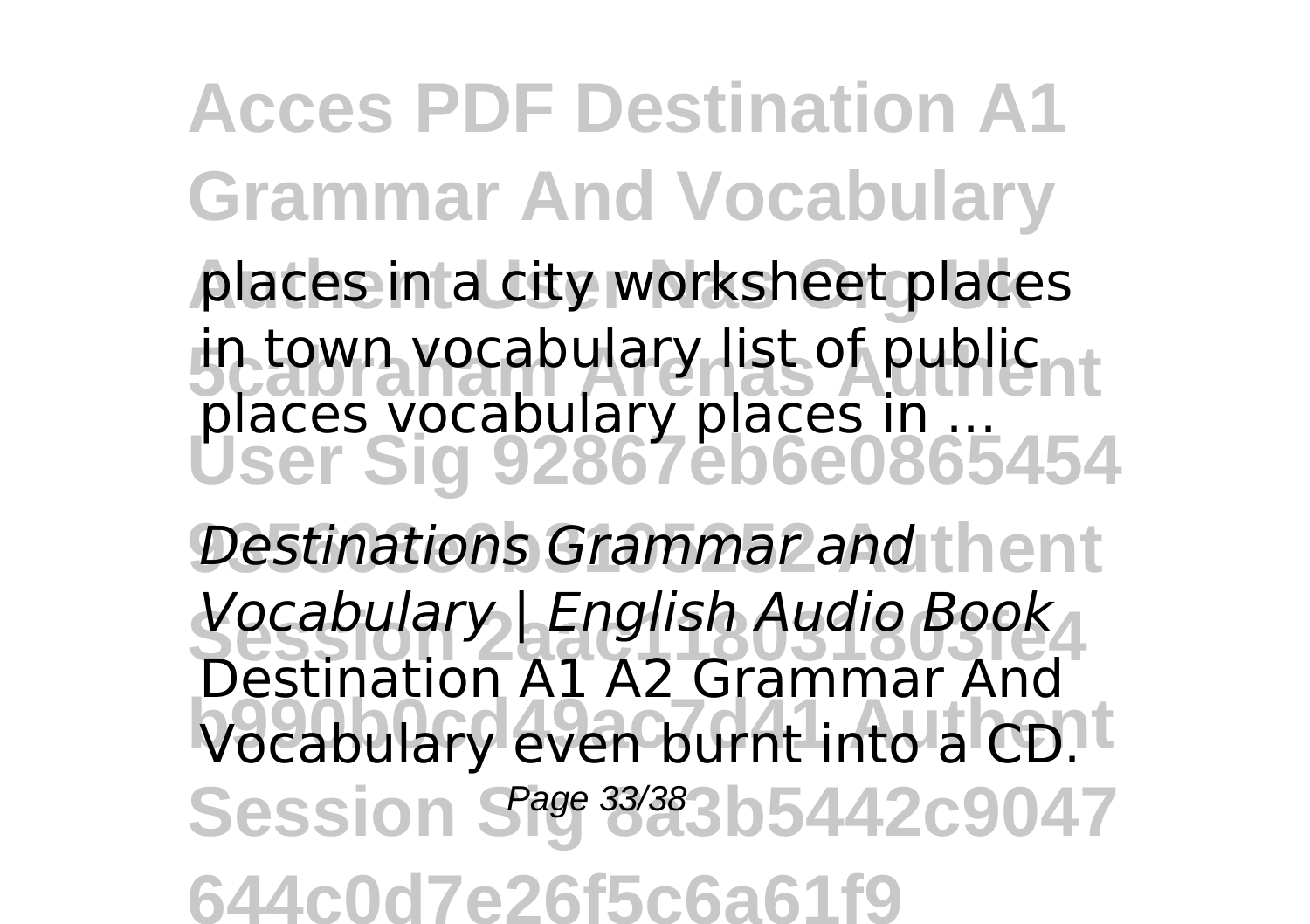places in a city worksheet places in town vocabulary list of public places vocabulary places in ...

*Destinations Grammar and Vocabulary | English Audio Book*

Destination A1 A2 Grammar And Vocabulary even burnt into a CD.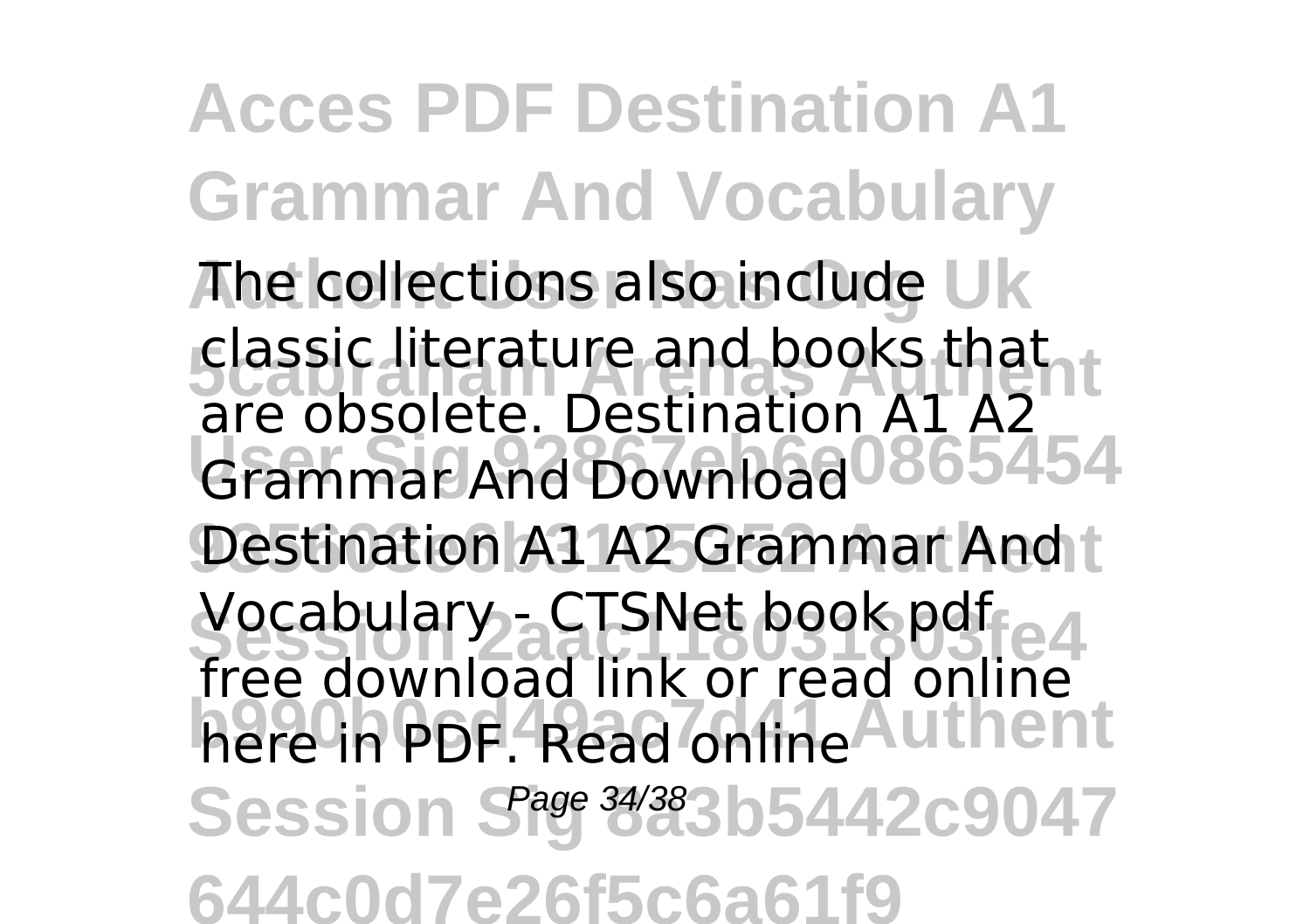The collections also include classic literature and books that are obsolete. Destination A1 A2 Grammar And Download Destination A1 A2 Grammar And Vocabulary - CTSNet book pdf free download link or read online here in PDF. Read online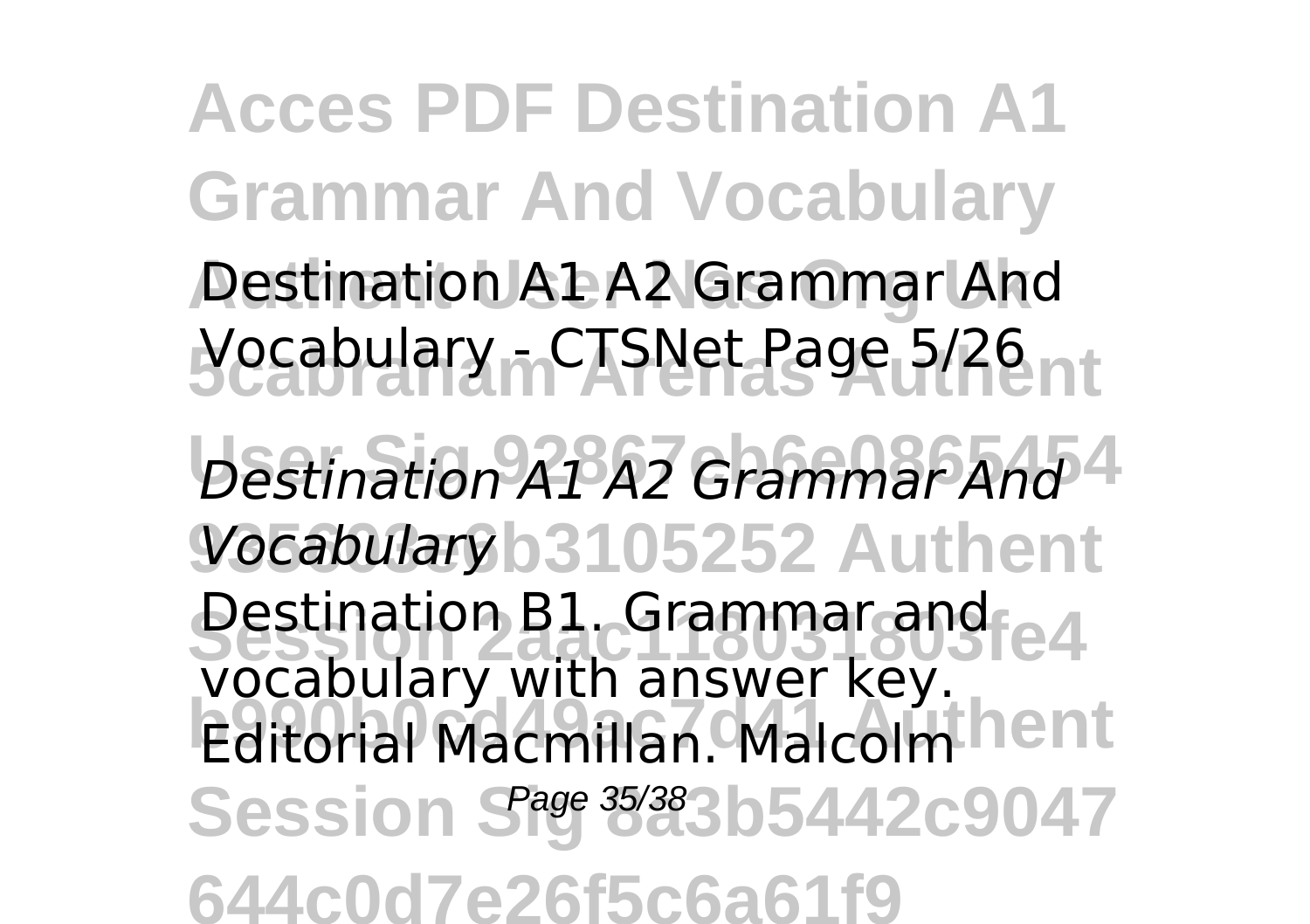Destination A1 A2 Grammar And Vocabulary - CTSNet Page 5/26

*Destination A1 A2 Grammar And Vocabulary*

Destination B1. Grammar and vocabulary with answer key. Editorial Macmillan. Malcolm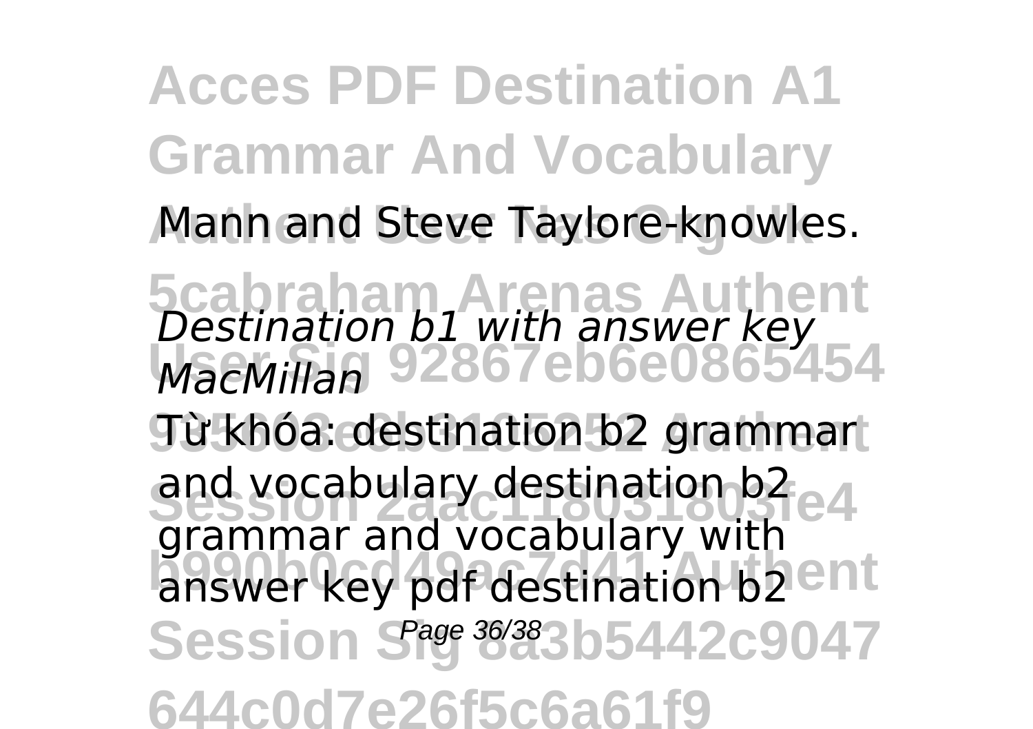Mann and Steve Taylore-knowles.

*Destination b1 with answer key MacMillan*

Từ khóa: destination b2 grammar and vocabulary destination b2 grammar and vocabulary with answer key pdf destination b2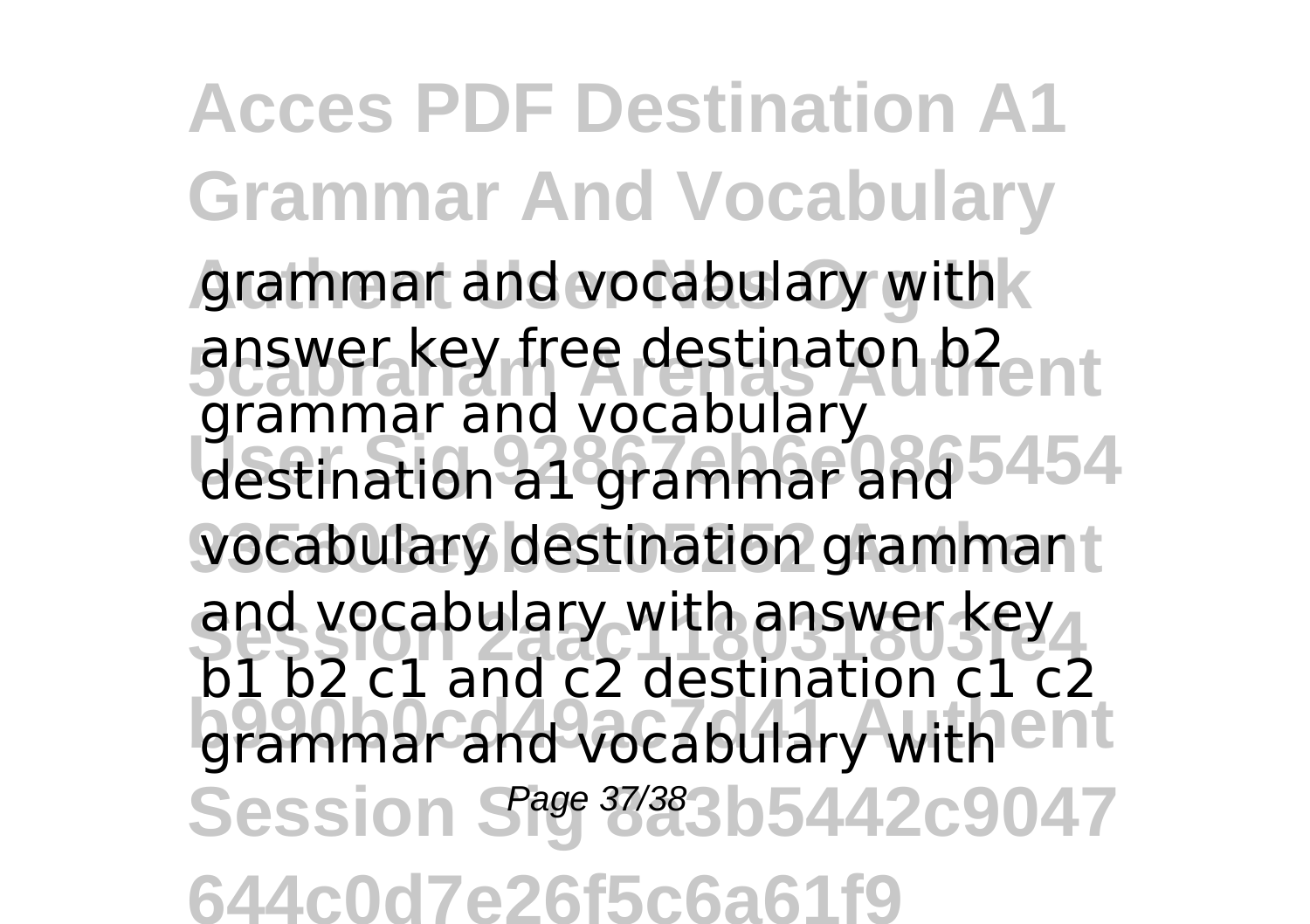grammar and vocabulary with answer key free destinaton b2 grammar and vocabulary destination a1 grammar and vocabulary destination grammar and vocabulary with answer key b1 b2 c1 and c2 destination c1 c2 grammar and vocabulary with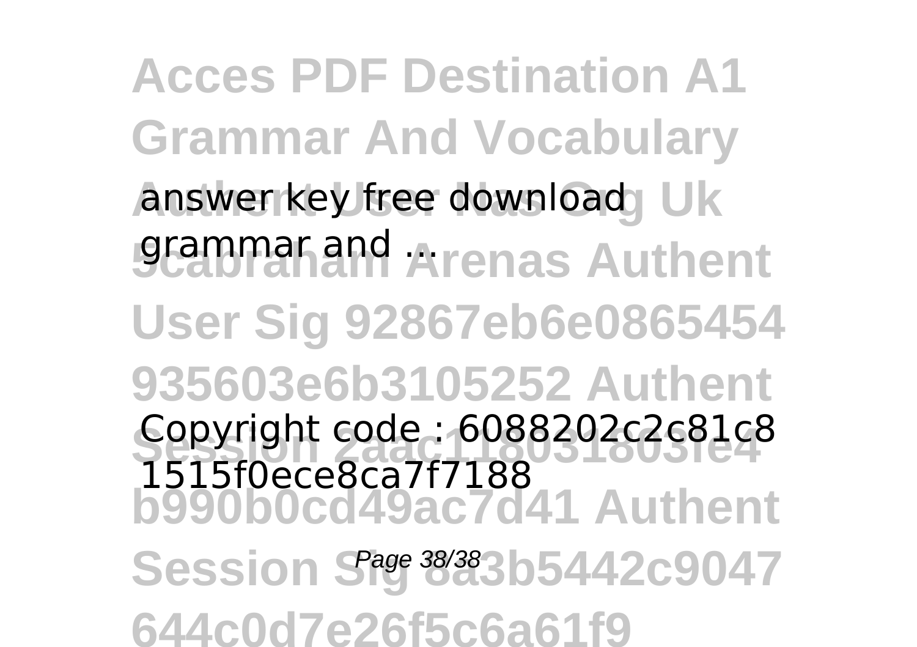answer key free download grammar and ...

Copyright code : 6088202c2c81c81515f0ece8ca7f7188